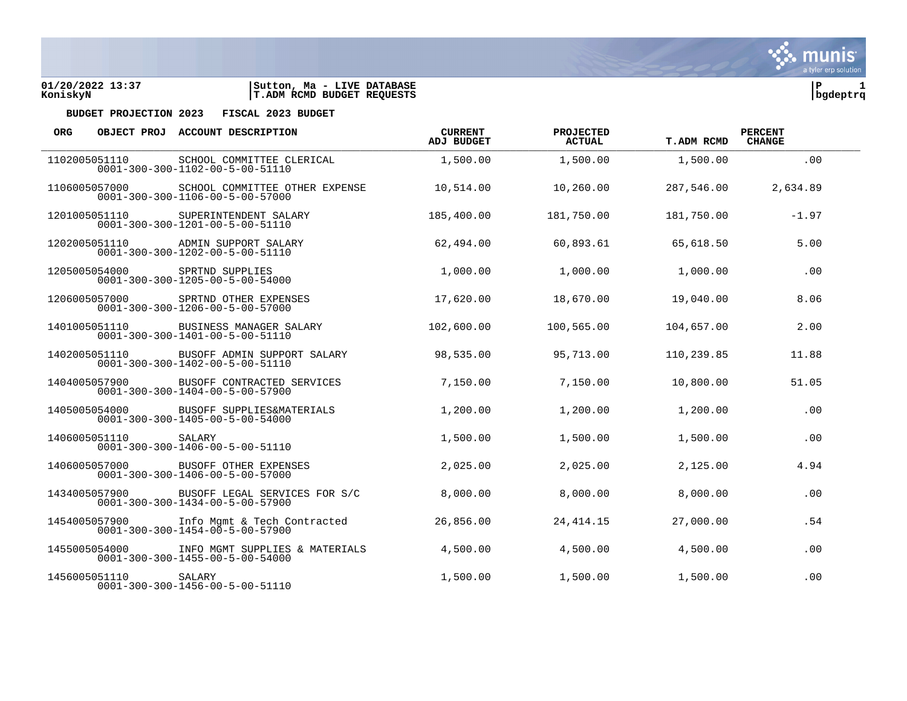01/20/2022 13:37 | Sutton, Ma - LIVE DATABASE
KoniskyN | T.ADM RCMD BUDGET REQUESTS | bgdeptrq

**BUDGET PROJECTION 2023 FISCAL 2023 BUDGET**

| ORG OBJECT PROJ | ACCOUNT DESCRIPTION | CURRENT ADJ BUDGET | PROJECTED ACTUAL | T.ADM RCMD | PERCENT CHANGE |
|---|---|---|---|---|---|
| 1102005051110<br>0001-300-300-1102-00-5-00-51110 | SCHOOL COMMITTEE CLERICAL | 1,500.00 | 1,500.00 | 1,500.00 | .00 |
| 1106005057000<br>0001-300-300-1106-00-5-00-57000 | SCHOOL COMMITTEE OTHER EXPENSE | 10,514.00 | 10,260.00 | 287,546.00 | 2,634.89 |
| 1201005051110<br>0001-300-300-1201-00-5-00-51110 | SUPERINTENDENT SALARY | 185,400.00 | 181,750.00 | 181,750.00 | -1.97 |
| 1202005051110<br>0001-300-300-1202-00-5-00-51110 | ADMIN SUPPORT SALARY | 62,494.00 | 60,893.61 | 65,618.50 | 5.00 |
| 1205005054000<br>0001-300-300-1205-00-5-00-54000 | SPRTND SUPPLIES | 1,000.00 | 1,000.00 | 1,000.00 | .00 |
| 1206005057000<br>0001-300-300-1206-00-5-00-57000 | SPRTND OTHER EXPENSES | 17,620.00 | 18,670.00 | 19,040.00 | 8.06 |
| 1401005051110<br>0001-300-300-1401-00-5-00-51110 | BUSINESS MANAGER SALARY | 102,600.00 | 100,565.00 | 104,657.00 | 2.00 |
| 1402005051110<br>0001-300-300-1402-00-5-00-51110 | BUSOFF ADMIN SUPPORT SALARY | 98,535.00 | 95,713.00 | 110,239.85 | 11.88 |
| 1404005057900<br>0001-300-300-1404-00-5-00-57900 | BUSOFF CONTRACTED SERVICES | 7,150.00 | 7,150.00 | 10,800.00 | 51.05 |
| 1405005054000<br>0001-300-300-1405-00-5-00-54000 | BUSOFF SUPPLIES&MATERIALS | 1,200.00 | 1,200.00 | 1,200.00 | .00 |
| 1406005051110<br>0001-300-300-1406-00-5-00-51110 | SALARY | 1,500.00 | 1,500.00 | 1,500.00 | .00 |
| 1406005057000<br>0001-300-300-1406-00-5-00-57000 | BUSOFF OTHER EXPENSES | 2,025.00 | 2,025.00 | 2,125.00 | 4.94 |
| 1434005057900<br>0001-300-300-1434-00-5-00-57900 | BUSOFF LEGAL SERVICES FOR S/C | 8,000.00 | 8,000.00 | 8,000.00 | .00 |
| 1454005057900<br>0001-300-300-1454-00-5-00-57900 | Info Mgmt & Tech Contracted | 26,856.00 | 24,414.15 | 27,000.00 | .54 |
| 1455005054000<br>0001-300-300-1455-00-5-00-54000 | INFO MGMT SUPPLIES & MATERIALS | 4,500.00 | 4,500.00 | 4,500.00 | .00 |
| 1456005051110<br>0001-300-300-1456-00-5-00-51110 | SALARY | 1,500.00 | 1,500.00 | 1,500.00 | .00 |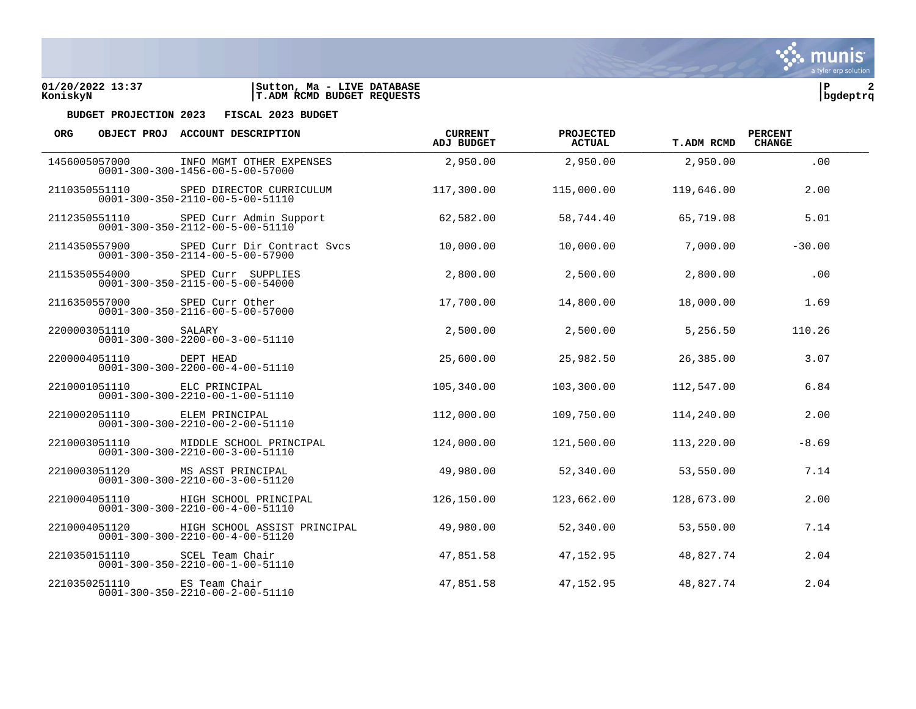**BUDGET PROJECTION 2023 FISCAL 2023 BUDGET**

| ORG | OBJECT PROJ | ACCOUNT DESCRIPTION | CURRENT ADJ BUDGET | PROJECTED ACTUAL | T.ADM RCMD | PERCENT CHANGE |
|---|---|---|---|---|---|---|
| 1456005057000 | | INFO MGMT OTHER EXPENSES<br>0001-300-300-1456-00-5-00-57000 | 2,950.00 | 2,950.00 | 2,950.00 | .00 |
| 2110350551110 | | SPED DIRECTOR CURRICULUM<br>0001-300-350-2110-00-5-00-51110 | 117,300.00 | 115,000.00 | 119,646.00 | 2.00 |
| 2112350551110 | | SPED Curr Admin Support<br>0001-300-350-2112-00-5-00-51110 | 62,582.00 | 58,744.40 | 65,719.08 | 5.01 |
| 2114350557900 | | SPED Curr Dir Contract Svcs<br>0001-300-350-2114-00-5-00-57900 | 10,000.00 | 10,000.00 | 7,000.00 | -30.00 |
| 2115350554000 | | SPED Curr SUPPLIES<br>0001-300-350-2115-00-5-00-54000 | 2,800.00 | 2,500.00 | 2,800.00 | .00 |
| 2116350557000 | | SPED Curr Other<br>0001-300-350-2116-00-5-00-57000 | 17,700.00 | 14,800.00 | 18,000.00 | 1.69 |
| 2200003051110 | | SALARY<br>0001-300-300-2200-00-3-00-51110 | 2,500.00 | 2,500.00 | 5,256.50 | 110.26 |
| 2200004051110 | | DEPT HEAD<br>0001-300-300-2200-00-4-00-51110 | 25,600.00 | 25,982.50 | 26,385.00 | 3.07 |
| 2210001051110 | | ELC PRINCIPAL<br>0001-300-300-2210-00-1-00-51110 | 105,340.00 | 103,300.00 | 112,547.00 | 6.84 |
| 2210002051110 | | ELEM PRINCIPAL<br>0001-300-300-2210-00-2-00-51110 | 112,000.00 | 109,750.00 | 114,240.00 | 2.00 |
| 2210003051110 | | MIDDLE SCHOOL PRINCIPAL<br>0001-300-300-2210-00-3-00-51110 | 124,000.00 | 121,500.00 | 113,220.00 | -8.69 |
| 2210003051120 | | MS ASST PRINCIPAL<br>0001-300-300-2210-00-3-00-51120 | 49,980.00 | 52,340.00 | 53,550.00 | 7.14 |
| 2210004051110 | | HIGH SCHOOL PRINCIPAL<br>0001-300-300-2210-00-4-00-51110 | 126,150.00 | 123,662.00 | 128,673.00 | 2.00 |
| 2210004051120 | | HIGH SCHOOL ASSIST PRINCIPAL<br>0001-300-300-2210-00-4-00-51120 | 49,980.00 | 52,340.00 | 53,550.00 | 7.14 |
| 2210350151110 | | SCEL Team Chair<br>0001-300-350-2210-00-1-00-51110 | 47,851.58 | 47,152.95 | 48,827.74 | 2.04 |
| 2210350251110 | | ES Team Chair<br>0001-300-350-2210-00-2-00-51110 | 47,851.58 | 47,152.95 | 48,827.74 | 2.04 |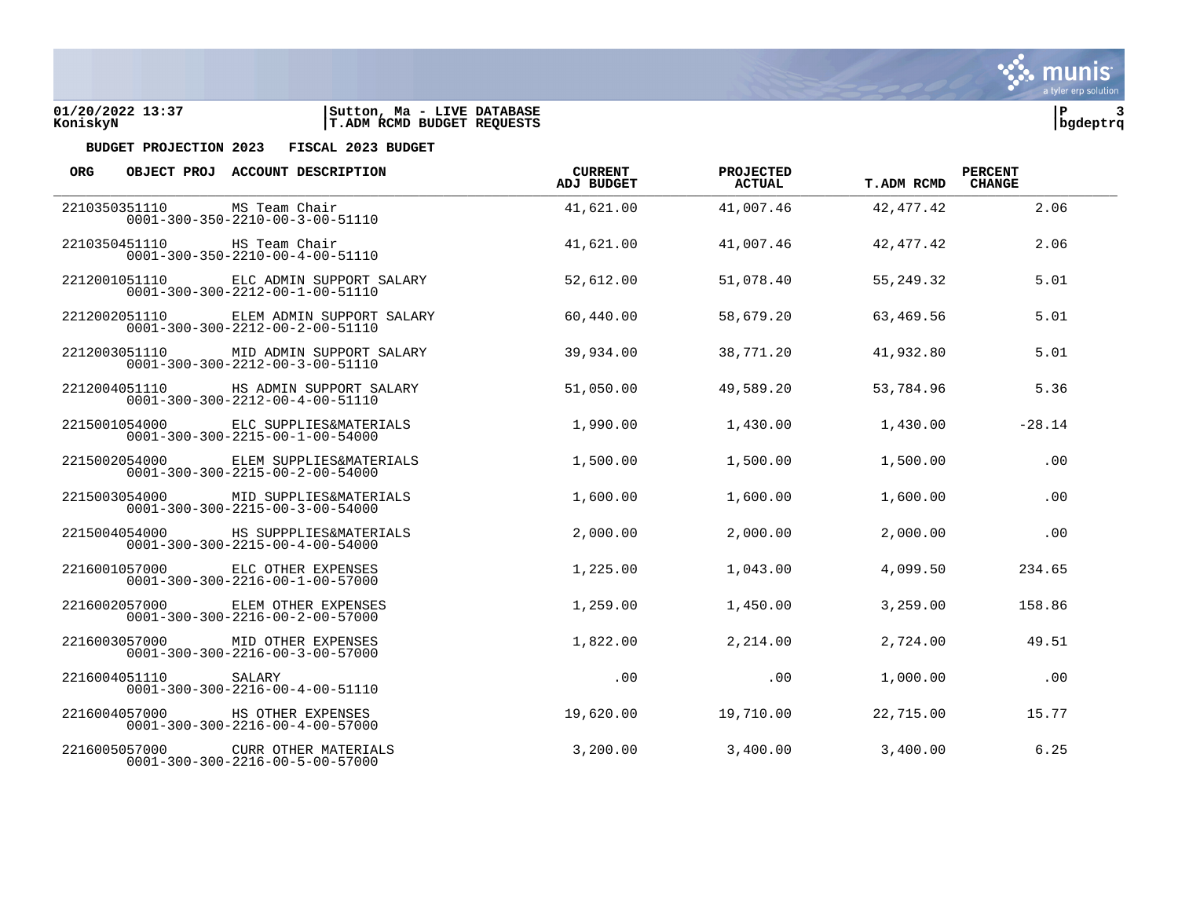01/20/2022 13:37
KoniskyN

Sutton, Ma - LIVE DATABASE
T.ADM RCMD BUDGET REQUESTS

P 3
bgdeptrq

**BUDGET PROJECTION 2023 FISCAL 2023 BUDGET**

| ORG | OBJECT PROJ | ACCOUNT DESCRIPTION | CURRENT ADJ BUDGET | PROJECTED ACTUAL | T.ADM RCMD | PERCENT CHANGE |
|---|---|---|---|---|---|---|
| 2210350351110 | | MS Team Chair<br>0001-300-350-2210-00-3-00-51110 | 41,621.00 | 41,007.46 | 42,477.42 | 2.06 |
| 2210350451110 | | HS Team Chair<br>0001-300-350-2210-00-4-00-51110 | 41,621.00 | 41,007.46 | 42,477.42 | 2.06 |
| 2212001051110 | | ELC ADMIN SUPPORT SALARY<br>0001-300-300-2212-00-1-00-51110 | 52,612.00 | 51,078.40 | 55,249.32 | 5.01 |
| 2212002051110 | | ELEM ADMIN SUPPORT SALARY<br>0001-300-300-2212-00-2-00-51110 | 60,440.00 | 58,679.20 | 63,469.56 | 5.01 |
| 2212003051110 | | MID ADMIN SUPPORT SALARY<br>0001-300-300-2212-00-3-00-51110 | 39,934.00 | 38,771.20 | 41,932.80 | 5.01 |
| 2212004051110 | | HS ADMIN SUPPORT SALARY<br>0001-300-300-2212-00-4-00-51110 | 51,050.00 | 49,589.20 | 53,784.96 | 5.36 |
| 2215001054000 | | ELC SUPPLIES&MATERIALS<br>0001-300-300-2215-00-1-00-54000 | 1,990.00 | 1,430.00 | 1,430.00 | -28.14 |
| 2215002054000 | | ELEM SUPPLIES&MATERIALS<br>0001-300-300-2215-00-2-00-54000 | 1,500.00 | 1,500.00 | 1,500.00 | .00 |
| 2215003054000 | | MID SUPPLIES&MATERIALS<br>0001-300-300-2215-00-3-00-54000 | 1,600.00 | 1,600.00 | 1,600.00 | .00 |
| 2215004054000 | | HS SUPPPLIES&MATERIALS<br>0001-300-300-2215-00-4-00-54000 | 2,000.00 | 2,000.00 | 2,000.00 | .00 |
| 2216001057000 | | ELC OTHER EXPENSES<br>0001-300-300-2216-00-1-00-57000 | 1,225.00 | 1,043.00 | 4,099.50 | 234.65 |
| 2216002057000 | | ELEM OTHER EXPENSES<br>0001-300-300-2216-00-2-00-57000 | 1,259.00 | 1,450.00 | 3,259.00 | 158.86 |
| 2216003057000 | | MID OTHER EXPENSES<br>0001-300-300-2216-00-3-00-57000 | 1,822.00 | 2,214.00 | 2,724.00 | 49.51 |
| 2216004051110 | | SALARY<br>0001-300-300-2216-00-4-00-51110 | .00 | .00 | 1,000.00 | .00 |
| 2216004057000 | | HS OTHER EXPENSES<br>0001-300-300-2216-00-4-00-57000 | 19,620.00 | 19,710.00 | 22,715.00 | 15.77 |
| 2216005057000 | | CURR OTHER MATERIALS<br>0001-300-300-2216-00-5-00-57000 | 3,200.00 | 3,400.00 | 3,400.00 | 6.25 |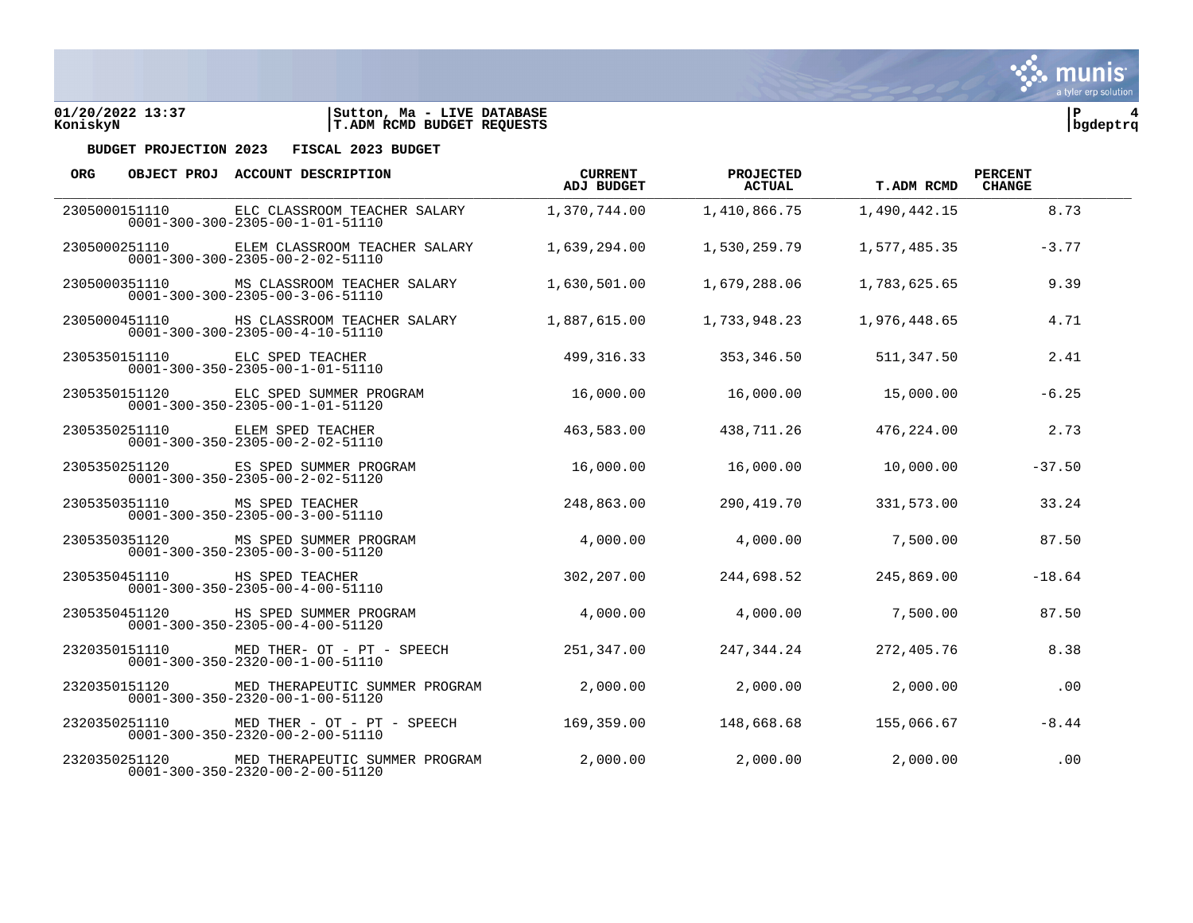01/20/2022 13:37 | Sutton, Ma - LIVE DATABASE
KoniskyN | T.ADM RCMD BUDGET REQUESTS

**BUDGET PROJECTION 2023 FISCAL 2023 BUDGET**

| ORG | OBJECT PROJ | ACCOUNT DESCRIPTION | CURRENT ADJ BUDGET | PROJECTED ACTUAL | T.ADM RCMD | PERCENT CHANGE |
|---|---|---|---|---|---|---|
| 2305000151110 | | ELC CLASSROOM TEACHER SALARY<br>0001-300-300-2305-00-1-01-51110 | 1,370,744.00 | 1,410,866.75 | 1,490,442.15 | 8.73 |
| 2305000251110 | | ELEM CLASSROOM TEACHER SALARY<br>0001-300-300-2305-00-2-02-51110 | 1,639,294.00 | 1,530,259.79 | 1,577,485.35 | -3.77 |
| 2305000351110 | | MS CLASSROOM TEACHER SALARY<br>0001-300-300-2305-00-3-06-51110 | 1,630,501.00 | 1,679,288.06 | 1,783,625.65 | 9.39 |
| 2305000451110 | | HS CLASSROOM TEACHER SALARY<br>0001-300-300-2305-00-4-10-51110 | 1,887,615.00 | 1,733,948.23 | 1,976,448.65 | 4.71 |
| 2305350151110 | | ELC SPED TEACHER<br>0001-300-350-2305-00-1-01-51110 | 499,316.33 | 353,346.50 | 511,347.50 | 2.41 |
| 2305350151120 | | ELC SPED SUMMER PROGRAM<br>0001-300-350-2305-00-1-01-51120 | 16,000.00 | 16,000.00 | 15,000.00 | -6.25 |
| 2305350251110 | | ELEM SPED TEACHER<br>0001-300-350-2305-00-2-02-51110 | 463,583.00 | 438,711.26 | 476,224.00 | 2.73 |
| 2305350251120 | | ES SPED SUMMER PROGRAM<br>0001-300-350-2305-00-2-02-51120 | 16,000.00 | 16,000.00 | 10,000.00 | -37.50 |
| 2305350351110 | | MS SPED TEACHER<br>0001-300-350-2305-00-3-00-51110 | 248,863.00 | 290,419.70 | 331,573.00 | 33.24 |
| 2305350351120 | | MS SPED SUMMER PROGRAM<br>0001-300-350-2305-00-3-00-51120 | 4,000.00 | 4,000.00 | 7,500.00 | 87.50 |
| 2305350451110 | | HS SPED TEACHER<br>0001-300-350-2305-00-4-00-51110 | 302,207.00 | 244,698.52 | 245,869.00 | -18.64 |
| 2305350451120 | | HS SPED SUMMER PROGRAM<br>0001-300-350-2305-00-4-00-51120 | 4,000.00 | 4,000.00 | 7,500.00 | 87.50 |
| 2320350151110 | | MED THER- OT - PT - SPEECH<br>0001-300-350-2320-00-1-00-51110 | 251,347.00 | 247,344.24 | 272,405.76 | 8.38 |
| 2320350151120 | | MED THERAPEUTIC SUMMER PROGRAM<br>0001-300-350-2320-00-1-00-51120 | 2,000.00 | 2,000.00 | 2,000.00 | .00 |
| 2320350251110 | | MED THER - OT - PT - SPEECH<br>0001-300-350-2320-00-2-00-51110 | 169,359.00 | 148,668.68 | 155,066.67 | -8.44 |
| 2320350251120 | | MED THERAPEUTIC SUMMER PROGRAM<br>0001-300-350-2320-00-2-00-51120 | 2,000.00 | 2,000.00 | 2,000.00 | .00 |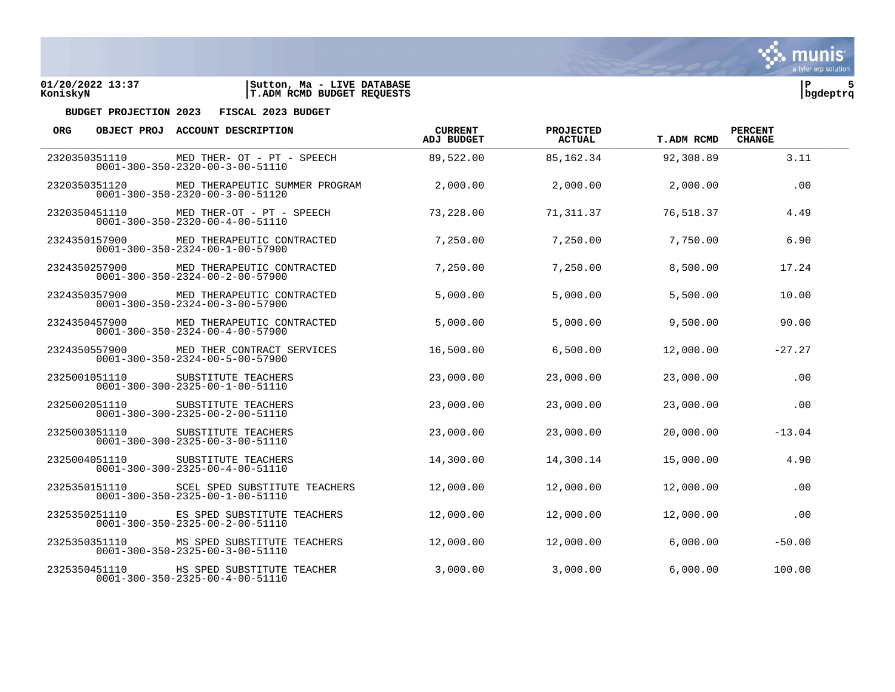**BUDGET PROJECTION 2023 FISCAL 2023 BUDGET**

| ORG | OBJECT | PROJ | ACCOUNT DESCRIPTION | CURRENT ADJ BUDGET | PROJECTED ACTUAL | T.ADM RCMD | PERCENT CHANGE |
|---|---|---|---|---|---|---|---|
| 2320350351110<br>0001-300-350-2320-00-3-00-51110 | | | MED THER- OT - PT - SPEECH | 89,522.00 | 85,162.34 | 92,308.89 | 3.11 |
| 2320350351120<br>0001-300-350-2320-00-3-00-51120 | | | MED THERAPEUTIC SUMMER PROGRAM | 2,000.00 | 2,000.00 | 2,000.00 | .00 |
| 2320350451110<br>0001-300-350-2320-00-4-00-51110 | | | MED THER-OT - PT - SPEECH | 73,228.00 | 71,311.37 | 76,518.37 | 4.49 |
| 2324350157900<br>0001-300-350-2324-00-1-00-57900 | | | MED THERAPEUTIC CONTRACTED | 7,250.00 | 7,250.00 | 7,750.00 | 6.90 |
| 2324350257900<br>0001-300-350-2324-00-2-00-57900 | | | MED THERAPEUTIC CONTRACTED | 7,250.00 | 7,250.00 | 8,500.00 | 17.24 |
| 2324350357900<br>0001-300-350-2324-00-3-00-57900 | | | MED THERAPEUTIC CONTRACTED | 5,000.00 | 5,000.00 | 5,500.00 | 10.00 |
| 2324350457900<br>0001-300-350-2324-00-4-00-57900 | | | MED THERAPEUTIC CONTRACTED | 5,000.00 | 5,000.00 | 9,500.00 | 90.00 |
| 2324350557900<br>0001-300-350-2324-00-5-00-57900 | | | MED THER CONTRACT SERVICES | 16,500.00 | 6,500.00 | 12,000.00 | -27.27 |
| 2325001051110<br>0001-300-300-2325-00-1-00-51110 | | | SUBSTITUTE TEACHERS | 23,000.00 | 23,000.00 | 23,000.00 | .00 |
| 2325002051110<br>0001-300-300-2325-00-2-00-51110 | | | SUBSTITUTE TEACHERS | 23,000.00 | 23,000.00 | 23,000.00 | .00 |
| 2325003051110<br>0001-300-300-2325-00-3-00-51110 | | | SUBSTITUTE TEACHERS | 23,000.00 | 23,000.00 | 20,000.00 | -13.04 |
| 2325004051110<br>0001-300-300-2325-00-4-00-51110 | | | SUBSTITUTE TEACHERS | 14,300.00 | 14,300.14 | 15,000.00 | 4.90 |
| 2325350151110<br>0001-300-350-2325-00-1-00-51110 | | | SCEL SPED SUBSTITUTE TEACHERS | 12,000.00 | 12,000.00 | 12,000.00 | .00 |
| 2325350251110<br>0001-300-350-2325-00-2-00-51110 | | | ES SPED SUBSTITUTE TEACHERS | 12,000.00 | 12,000.00 | 12,000.00 | .00 |
| 2325350351110<br>0001-300-350-2325-00-3-00-51110 | | | MS SPED SUBSTITUTE TEACHERS | 12,000.00 | 12,000.00 | 6,000.00 | -50.00 |
| 2325350451110<br>0001-300-350-2325-00-4-00-51110 | | | HS SPED SUBSTITUTE TEACHER | 3,000.00 | 3,000.00 | 6,000.00 | 100.00 |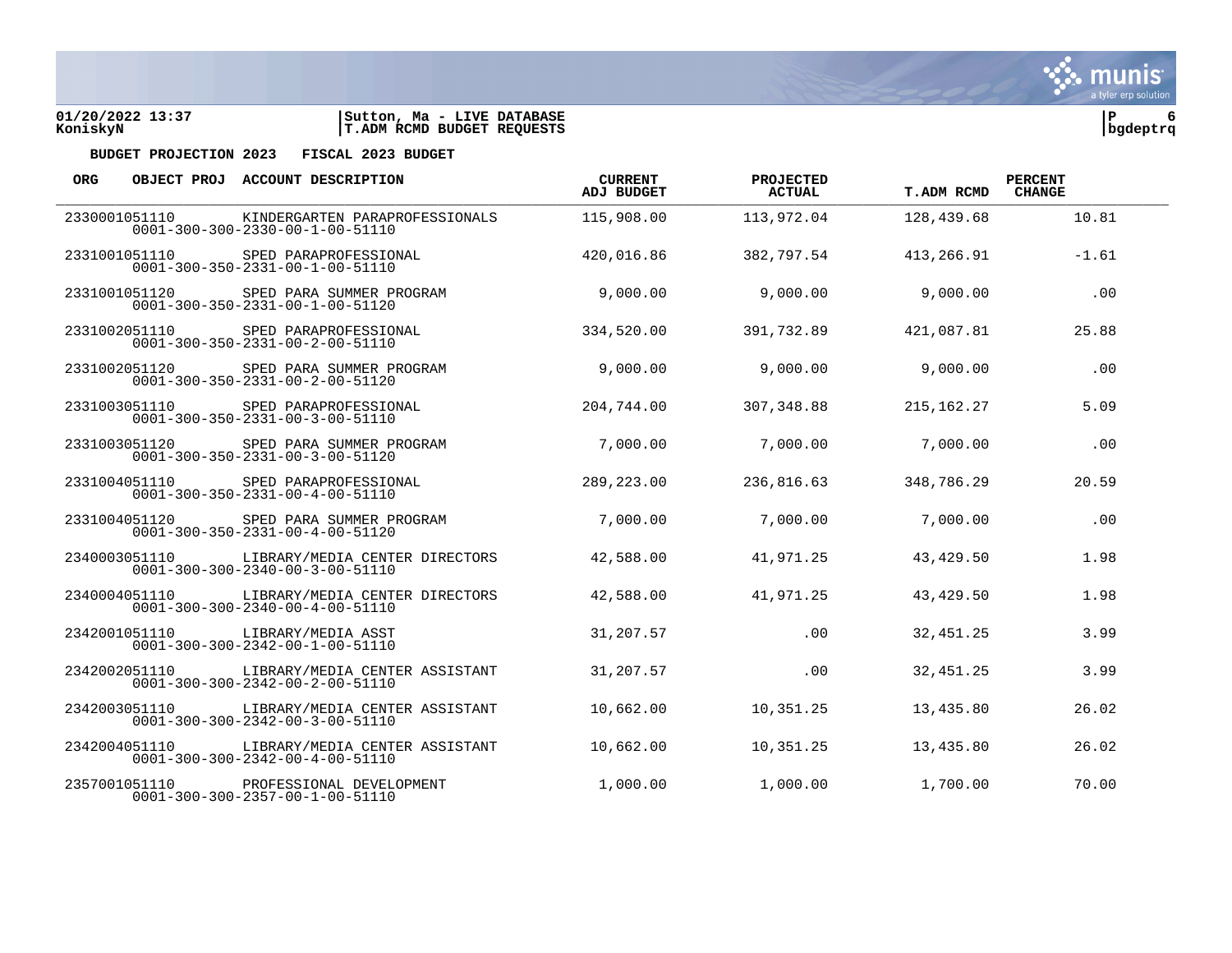**BUDGET PROJECTION 2023 FISCAL 2023 BUDGET**

| ORG | OBJECT PROJ | ACCOUNT DESCRIPTION | CURRENT ADJ BUDGET | PROJECTED ACTUAL | T.ADM RCMD | PERCENT CHANGE |
|---|---|---|---|---|---|---|
| 2330001051110 | 0001-300-300-2330-00-1-00-51110 | KINDERGARTEN PARAPROFESSIONALS | 115,908.00 | 113,972.04 | 128,439.68 | 10.81 |
| 2331001051110 | 0001-300-350-2331-00-1-00-51110 | SPED PARAPROFESSIONAL | 420,016.86 | 382,797.54 | 413,266.91 | -1.61 |
| 2331001051120 | 0001-300-350-2331-00-1-00-51120 | SPED PARA SUMMER PROGRAM | 9,000.00 | 9,000.00 | 9,000.00 | .00 |
| 2331002051110 | 0001-300-350-2331-00-2-00-51110 | SPED PARAPROFESSIONAL | 334,520.00 | 391,732.89 | 421,087.81 | 25.88 |
| 2331002051120 | 0001-300-350-2331-00-2-00-51120 | SPED PARA SUMMER PROGRAM | 9,000.00 | 9,000.00 | 9,000.00 | .00 |
| 2331003051110 | 0001-300-350-2331-00-3-00-51110 | SPED PARAPROFESSIONAL | 204,744.00 | 307,348.88 | 215,162.27 | 5.09 |
| 2331003051120 | 0001-300-350-2331-00-3-00-51120 | SPED PARA SUMMER PROGRAM | 7,000.00 | 7,000.00 | 7,000.00 | .00 |
| 2331004051110 | 0001-300-350-2331-00-4-00-51110 | SPED PARAPROFESSIONAL | 289,223.00 | 236,816.63 | 348,786.29 | 20.59 |
| 2331004051120 | 0001-300-350-2331-00-4-00-51120 | SPED PARA SUMMER PROGRAM | 7,000.00 | 7,000.00 | 7,000.00 | .00 |
| 2340003051110 | 0001-300-300-2340-00-3-00-51110 | LIBRARY/MEDIA CENTER DIRECTORS | 42,588.00 | 41,971.25 | 43,429.50 | 1.98 |
| 2340004051110 | 0001-300-300-2340-00-4-00-51110 | LIBRARY/MEDIA CENTER DIRECTORS | 42,588.00 | 41,971.25 | 43,429.50 | 1.98 |
| 2342001051110 | 0001-300-300-2342-00-1-00-51110 | LIBRARY/MEDIA ASST | 31,207.57 | .00 | 32,451.25 | 3.99 |
| 2342002051110 | 0001-300-300-2342-00-2-00-51110 | LIBRARY/MEDIA CENTER ASSISTANT | 31,207.57 | .00 | 32,451.25 | 3.99 |
| 2342003051110 | 0001-300-300-2342-00-3-00-51110 | LIBRARY/MEDIA CENTER ASSISTANT | 10,662.00 | 10,351.25 | 13,435.80 | 26.02 |
| 2342004051110 | 0001-300-300-2342-00-4-00-51110 | LIBRARY/MEDIA CENTER ASSISTANT | 10,662.00 | 10,351.25 | 13,435.80 | 26.02 |
| 2357001051110 | 0001-300-300-2357-00-1-00-51110 | PROFESSIONAL DEVELOPMENT | 1,000.00 | 1,000.00 | 1,700.00 | 70.00 |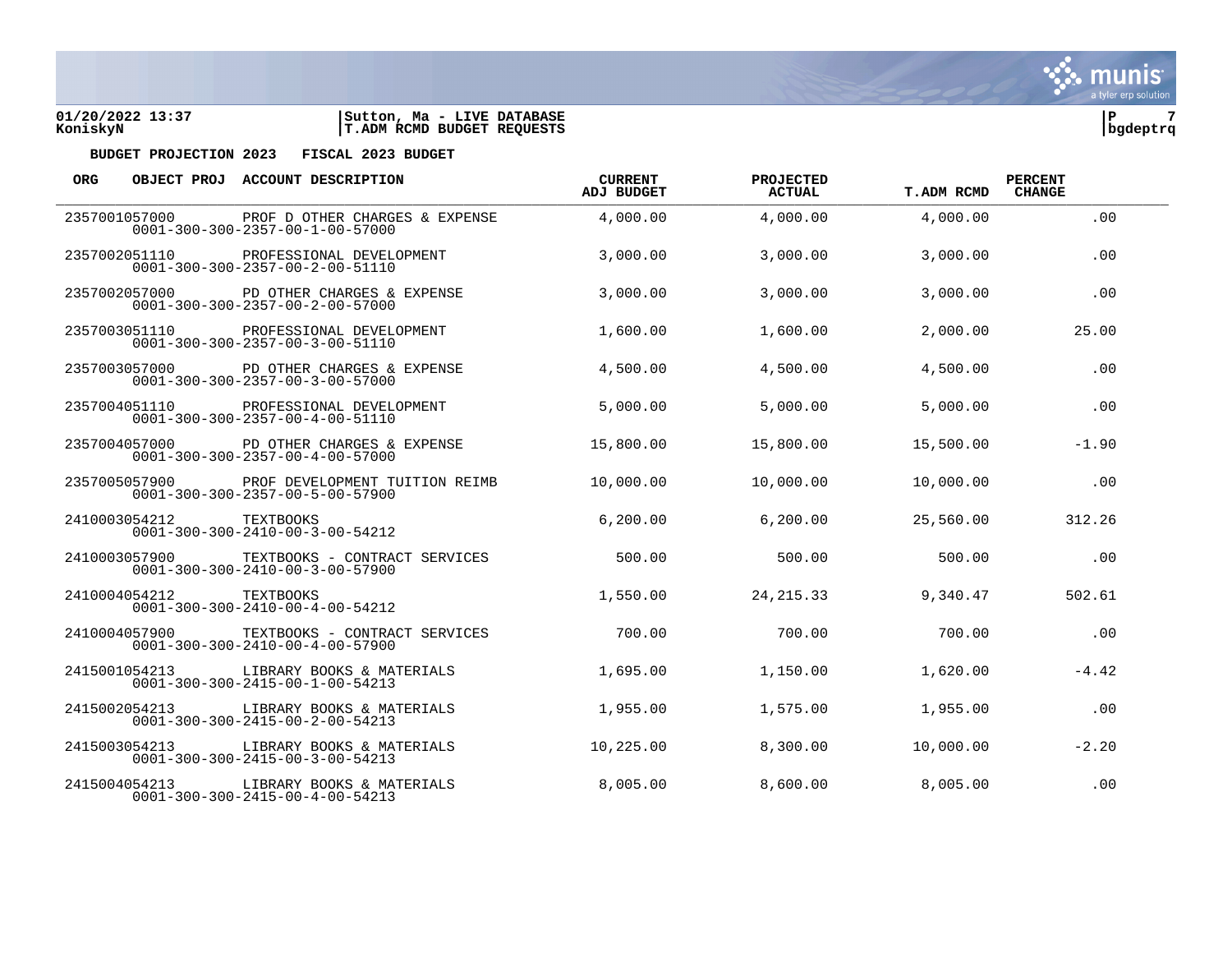**BUDGET PROJECTION 2023 FISCAL 2023 BUDGET**

| ORG | OBJECT PROJ | ACCOUNT DESCRIPTION | CURRENT ADJ BUDGET | PROJECTED ACTUAL | T.ADM RCMD | PERCENT CHANGE |
|---|---|---|---|---|---|---|
| 2357001057000<br>0001-300-300-2357-00-1-00-57000 | | PROF D OTHER CHARGES & EXPENSE | 4,000.00 | 4,000.00 | 4,000.00 | .00 |
| 2357002051110<br>0001-300-300-2357-00-2-00-51110 | | PROFESSIONAL DEVELOPMENT | 3,000.00 | 3,000.00 | 3,000.00 | .00 |
| 2357002057000<br>0001-300-300-2357-00-2-00-57000 | | PD OTHER CHARGES & EXPENSE | 3,000.00 | 3,000.00 | 3,000.00 | .00 |
| 2357003051110<br>0001-300-300-2357-00-3-00-51110 | | PROFESSIONAL DEVELOPMENT | 1,600.00 | 1,600.00 | 2,000.00 | 25.00 |
| 2357003057000<br>0001-300-300-2357-00-3-00-57000 | | PD OTHER CHARGES & EXPENSE | 4,500.00 | 4,500.00 | 4,500.00 | .00 |
| 2357004051110<br>0001-300-300-2357-00-4-00-51110 | | PROFESSIONAL DEVELOPMENT | 5,000.00 | 5,000.00 | 5,000.00 | .00 |
| 2357004057000<br>0001-300-300-2357-00-4-00-57000 | | PD OTHER CHARGES & EXPENSE | 15,800.00 | 15,800.00 | 15,500.00 | -1.90 |
| 2357005057900<br>0001-300-300-2357-00-5-00-57900 | | PROF DEVELOPMENT TUITION REIMB | 10,000.00 | 10,000.00 | 10,000.00 | .00 |
| 2410003054212<br>0001-300-300-2410-00-3-00-54212 | | TEXTBOOKS | 6,200.00 | 6,200.00 | 25,560.00 | 312.26 |
| 2410003057900<br>0001-300-300-2410-00-3-00-57900 | | TEXTBOOKS - CONTRACT SERVICES | 500.00 | 500.00 | 500.00 | .00 |
| 2410004054212<br>0001-300-300-2410-00-4-00-54212 | | TEXTBOOKS | 1,550.00 | 24,215.33 | 9,340.47 | 502.61 |
| 2410004057900<br>0001-300-300-2410-00-4-00-57900 | | TEXTBOOKS - CONTRACT SERVICES | 700.00 | 700.00 | 700.00 | .00 |
| 2415001054213<br>0001-300-300-2415-00-1-00-54213 | | LIBRARY BOOKS & MATERIALS | 1,695.00 | 1,150.00 | 1,620.00 | -4.42 |
| 2415002054213<br>0001-300-300-2415-00-2-00-54213 | | LIBRARY BOOKS & MATERIALS | 1,955.00 | 1,575.00 | 1,955.00 | .00 |
| 2415003054213<br>0001-300-300-2415-00-3-00-54213 | | LIBRARY BOOKS & MATERIALS | 10,225.00 | 8,300.00 | 10,000.00 | -2.20 |
| 2415004054213<br>0001-300-300-2415-00-4-00-54213 | | LIBRARY BOOKS & MATERIALS | 8,005.00 | 8,600.00 | 8,005.00 | .00 |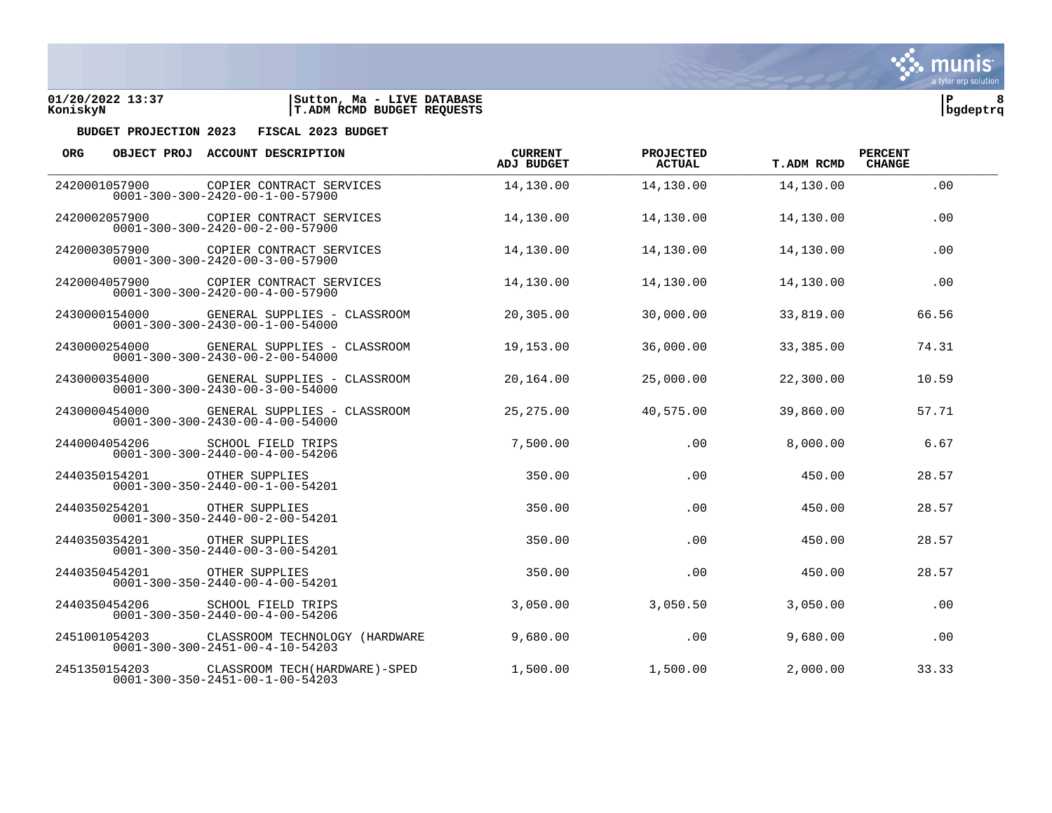01/20/2022 13:37 | Sutton, Ma - LIVE DATABASE
KoniskyN | T.ADM RCMD BUDGET REQUESTS | bgdeptrq

**BUDGET PROJECTION 2023 FISCAL 2023 BUDGET**

| ORG | OBJECT PROJ | ACCOUNT DESCRIPTION | CURRENT ADJ BUDGET | PROJECTED ACTUAL | T.ADM RCMD | PERCENT CHANGE |
|---|---|---|---|---|---|---|
| 2420001057900 | 0001-300-300-2420-00-1-00-57900 | COPIER CONTRACT SERVICES | 14,130.00 | 14,130.00 | 14,130.00 | .00 |
| 2420002057900 | 0001-300-300-2420-00-2-00-57900 | COPIER CONTRACT SERVICES | 14,130.00 | 14,130.00 | 14,130.00 | .00 |
| 2420003057900 | 0001-300-300-2420-00-3-00-57900 | COPIER CONTRACT SERVICES | 14,130.00 | 14,130.00 | 14,130.00 | .00 |
| 2420004057900 | 0001-300-300-2420-00-4-00-57900 | COPIER CONTRACT SERVICES | 14,130.00 | 14,130.00 | 14,130.00 | .00 |
| 2430000154000 | 0001-300-300-2430-00-1-00-54000 | GENERAL SUPPLIES - CLASSROOM | 20,305.00 | 30,000.00 | 33,819.00 | 66.56 |
| 2430000254000 | 0001-300-300-2430-00-2-00-54000 | GENERAL SUPPLIES - CLASSROOM | 19,153.00 | 36,000.00 | 33,385.00 | 74.31 |
| 2430000354000 | 0001-300-300-2430-00-3-00-54000 | GENERAL SUPPLIES - CLASSROOM | 20,164.00 | 25,000.00 | 22,300.00 | 10.59 |
| 2430000454000 | 0001-300-300-2430-00-4-00-54000 | GENERAL SUPPLIES - CLASSROOM | 25,275.00 | 40,575.00 | 39,860.00 | 57.71 |
| 2440004054206 | 0001-300-300-2440-00-4-00-54206 | SCHOOL FIELD TRIPS | 7,500.00 | .00 | 8,000.00 | 6.67 |
| 2440350154201 | 0001-300-350-2440-00-1-00-54201 | OTHER SUPPLIES | 350.00 | .00 | 450.00 | 28.57 |
| 2440350254201 | 0001-300-350-2440-00-2-00-54201 | OTHER SUPPLIES | 350.00 | .00 | 450.00 | 28.57 |
| 2440350354201 | 0001-300-350-2440-00-3-00-54201 | OTHER SUPPLIES | 350.00 | .00 | 450.00 | 28.57 |
| 2440350454201 | 0001-300-350-2440-00-4-00-54201 | OTHER SUPPLIES | 350.00 | .00 | 450.00 | 28.57 |
| 2440350454206 | 0001-300-350-2440-00-4-00-54206 | SCHOOL FIELD TRIPS | 3,050.00 | 3,050.50 | 3,050.00 | .00 |
| 2451001054203 | 0001-300-300-2451-00-4-10-54203 | CLASSROOM TECHNOLOGY (HARDWARE | 9,680.00 | .00 | 9,680.00 | .00 |
| 2451350154203 | 0001-300-350-2451-00-1-00-54203 | CLASSROOM TECH(HARDWARE)-SPED | 1,500.00 | 1,500.00 | 2,000.00 | 33.33 |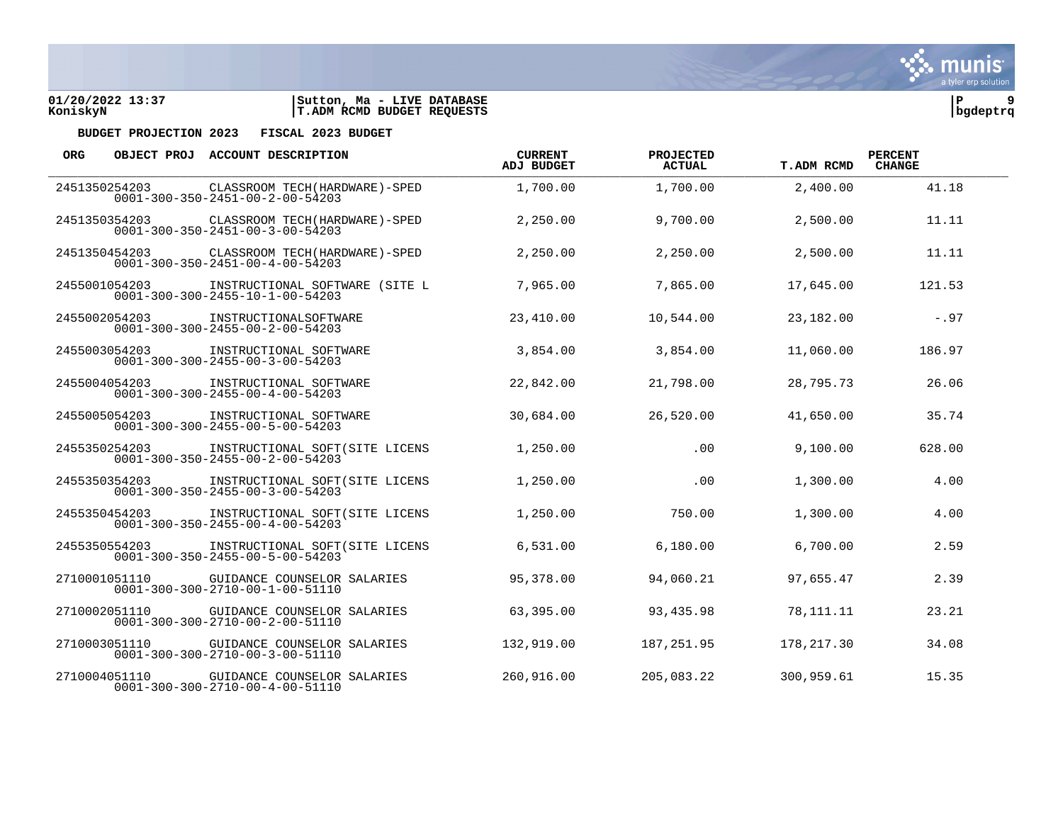**BUDGET PROJECTION 2023 FISCAL 2023 BUDGET**

| ORG | OBJECT PROJ | ACCOUNT DESCRIPTION | CURRENT ADJ BUDGET | PROJECTED ACTUAL | T.ADM RCMD | PERCENT CHANGE |
|---|---|---|---|---|---|---|
| 2451350254203 | | CLASSROOM TECH(HARDWARE)-SPED<br>0001-300-350-2451-00-2-00-54203 | 1,700.00 | 1,700.00 | 2,400.00 | 41.18 |
| 2451350354203 | | CLASSROOM TECH(HARDWARE)-SPED<br>0001-300-350-2451-00-3-00-54203 | 2,250.00 | 9,700.00 | 2,500.00 | 11.11 |
| 2451350454203 | | CLASSROOM TECH(HARDWARE)-SPED<br>0001-300-350-2451-00-4-00-54203 | 2,250.00 | 2,250.00 | 2,500.00 | 11.11 |
| 2455001054203 | | INSTRUCTIONAL SOFTWARE (SITE L<br>0001-300-300-2455-10-1-00-54203 | 7,965.00 | 7,865.00 | 17,645.00 | 121.53 |
| 2455002054203 | | INSTRUCTIONALSOFTWARE<br>0001-300-300-2455-00-2-00-54203 | 23,410.00 | 10,544.00 | 23,182.00 | -.97 |
| 2455003054203 | | INSTRUCTIONAL SOFTWARE<br>0001-300-300-2455-00-3-00-54203 | 3,854.00 | 3,854.00 | 11,060.00 | 186.97 |
| 2455004054203 | | INSTRUCTIONAL SOFTWARE<br>0001-300-300-2455-00-4-00-54203 | 22,842.00 | 21,798.00 | 28,795.73 | 26.06 |
| 2455005054203 | | INSTRUCTIONAL SOFTWARE<br>0001-300-300-2455-00-5-00-54203 | 30,684.00 | 26,520.00 | 41,650.00 | 35.74 |
| 2455350254203 | | INSTRUCTIONAL SOFT(SITE LICENS<br>0001-300-350-2455-00-2-00-54203 | 1,250.00 | .00 | 9,100.00 | 628.00 |
| 2455350354203 | | INSTRUCTIONAL SOFT(SITE LICENS<br>0001-300-350-2455-00-3-00-54203 | 1,250.00 | .00 | 1,300.00 | 4.00 |
| 2455350454203 | | INSTRUCTIONAL SOFT(SITE LICENS<br>0001-300-350-2455-00-4-00-54203 | 1,250.00 | 750.00 | 1,300.00 | 4.00 |
| 2455350554203 | | INSTRUCTIONAL SOFT(SITE LICENS<br>0001-300-350-2455-00-5-00-54203 | 6,531.00 | 6,180.00 | 6,700.00 | 2.59 |
| 2710001051110 | | GUIDANCE COUNSELOR SALARIES<br>0001-300-300-2710-00-1-00-51110 | 95,378.00 | 94,060.21 | 97,655.47 | 2.39 |
| 2710002051110 | | GUIDANCE COUNSELOR SALARIES<br>0001-300-300-2710-00-2-00-51110 | 63,395.00 | 93,435.98 | 78,111.11 | 23.21 |
| 2710003051110 | | GUIDANCE COUNSELOR SALARIES<br>0001-300-300-2710-00-3-00-51110 | 132,919.00 | 187,251.95 | 178,217.30 | 34.08 |
| 2710004051110 | | GUIDANCE COUNSELOR SALARIES<br>0001-300-300-2710-00-4-00-51110 | 260,916.00 | 205,083.22 | 300,959.61 | 15.35 |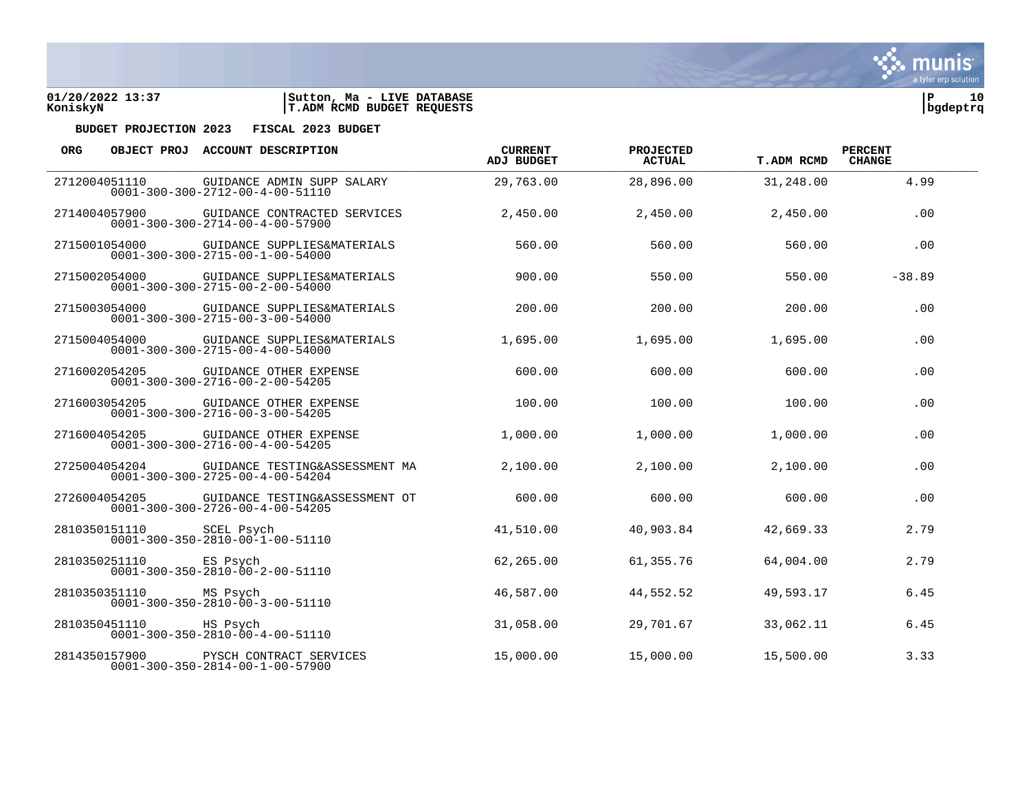01/20/2022 13:37 | Sutton, Ma - LIVE DATABASE
KoniskyN | T.ADM RCMD BUDGET REQUESTS

**BUDGET PROJECTION 2023 FISCAL 2023 BUDGET**

| ORG OBJECT PROJ | ACCOUNT DESCRIPTION | CURRENT ADJ BUDGET | PROJECTED ACTUAL | T.ADM RCMD | PERCENT CHANGE |
|---|---|---|---|---|---|
| 2712004051110<br>0001-300-300-2712-00-4-00-51110 | GUIDANCE ADMIN SUPP SALARY | 29,763.00 | 28,896.00 | 31,248.00 | 4.99 |
| 2714004057900<br>0001-300-300-2714-00-4-00-57900 | GUIDANCE CONTRACTED SERVICES | 2,450.00 | 2,450.00 | 2,450.00 | .00 |
| 2715001054000<br>0001-300-300-2715-00-1-00-54000 | GUIDANCE SUPPLIES&MATERIALS | 560.00 | 560.00 | 560.00 | .00 |
| 2715002054000<br>0001-300-300-2715-00-2-00-54000 | GUIDANCE SUPPLIES&MATERIALS | 900.00 | 550.00 | 550.00 | -38.89 |
| 2715003054000<br>0001-300-300-2715-00-3-00-54000 | GUIDANCE SUPPLIES&MATERIALS | 200.00 | 200.00 | 200.00 | .00 |
| 2715004054000<br>0001-300-300-2715-00-4-00-54000 | GUIDANCE SUPPLIES&MATERIALS | 1,695.00 | 1,695.00 | 1,695.00 | .00 |
| 2716002054205<br>0001-300-300-2716-00-2-00-54205 | GUIDANCE OTHER EXPENSE | 600.00 | 600.00 | 600.00 | .00 |
| 2716003054205<br>0001-300-300-2716-00-3-00-54205 | GUIDANCE OTHER EXPENSE | 100.00 | 100.00 | 100.00 | .00 |
| 2716004054205<br>0001-300-300-2716-00-4-00-54205 | GUIDANCE OTHER EXPENSE | 1,000.00 | 1,000.00 | 1,000.00 | .00 |
| 2725004054204<br>0001-300-300-2725-00-4-00-54204 | GUIDANCE TESTING&ASSESSMENT MA | 2,100.00 | 2,100.00 | 2,100.00 | .00 |
| 2726004054205<br>0001-300-300-2726-00-4-00-54205 | GUIDANCE TESTING&ASSESSMENT OT | 600.00 | 600.00 | 600.00 | .00 |
| 2810350151110<br>0001-300-350-2810-00-1-00-51110 | SCEL Psych | 41,510.00 | 40,903.84 | 42,669.33 | 2.79 |
| 2810350251110<br>0001-300-350-2810-00-2-00-51110 | ES Psych | 62,265.00 | 61,355.76 | 64,004.00 | 2.79 |
| 2810350351110<br>0001-300-350-2810-00-3-00-51110 | MS Psych | 46,587.00 | 44,552.52 | 49,593.17 | 6.45 |
| 2810350451110<br>0001-300-350-2810-00-4-00-51110 | HS Psych | 31,058.00 | 29,701.67 | 33,062.11 | 6.45 |
| 2814350157900<br>0001-300-350-2814-00-1-00-57900 | PYSCH CONTRACT SERVICES | 15,000.00 | 15,000.00 | 15,500.00 | 3.33 |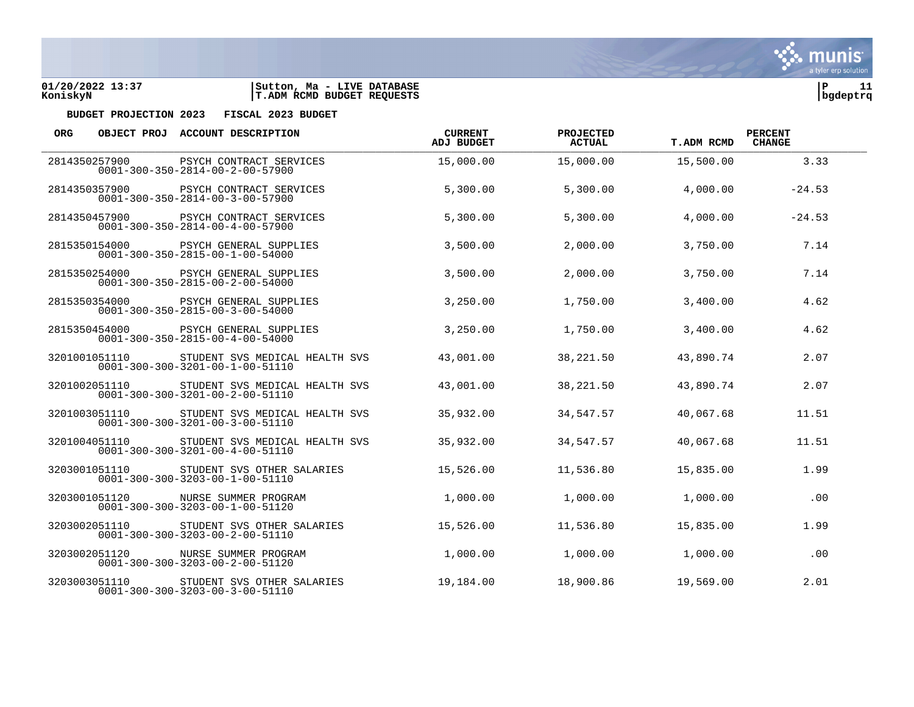01/20/2022 13:37 | Sutton, Ma - LIVE DATABASE
KoniskyN | T.ADM RCMD BUDGET REQUESTS

**BUDGET PROJECTION 2023 FISCAL 2023 BUDGET**

| ORG | OBJECT PROJ | ACCOUNT DESCRIPTION | CURRENT ADJ BUDGET | PROJECTED ACTUAL | T.ADM RCMD | PERCENT CHANGE |
|---|---|---|---|---|---|---|
| 2814350257900 | | PSYCH CONTRACT SERVICES<br>0001-300-350-2814-00-2-00-57900 | 15,000.00 | 15,000.00 | 15,500.00 | 3.33 |
| 2814350357900 | | PSYCH CONTRACT SERVICES<br>0001-300-350-2814-00-3-00-57900 | 5,300.00 | 5,300.00 | 4,000.00 | -24.53 |
| 2814350457900 | | PSYCH CONTRACT SERVICES<br>0001-300-350-2814-00-4-00-57900 | 5,300.00 | 5,300.00 | 4,000.00 | -24.53 |
| 2815350154000 | | PSYCH GENERAL SUPPLIES<br>0001-300-350-2815-00-1-00-54000 | 3,500.00 | 2,000.00 | 3,750.00 | 7.14 |
| 2815350254000 | | PSYCH GENERAL SUPPLIES<br>0001-300-350-2815-00-2-00-54000 | 3,500.00 | 2,000.00 | 3,750.00 | 7.14 |
| 2815350354000 | | PSYCH GENERAL SUPPLIES<br>0001-300-350-2815-00-3-00-54000 | 3,250.00 | 1,750.00 | 3,400.00 | 4.62 |
| 2815350454000 | | PSYCH GENERAL SUPPLIES<br>0001-300-350-2815-00-4-00-54000 | 3,250.00 | 1,750.00 | 3,400.00 | 4.62 |
| 3201001051110 | | STUDENT SVS MEDICAL HEALTH SVS<br>0001-300-300-3201-00-1-00-51110 | 43,001.00 | 38,221.50 | 43,890.74 | 2.07 |
| 3201002051110 | | STUDENT SVS MEDICAL HEALTH SVS<br>0001-300-300-3201-00-2-00-51110 | 43,001.00 | 38,221.50 | 43,890.74 | 2.07 |
| 3201003051110 | | STUDENT SVS MEDICAL HEALTH SVS<br>0001-300-300-3201-00-3-00-51110 | 35,932.00 | 34,547.57 | 40,067.68 | 11.51 |
| 3201004051110 | | STUDENT SVS MEDICAL HEALTH SVS<br>0001-300-300-3201-00-4-00-51110 | 35,932.00 | 34,547.57 | 40,067.68 | 11.51 |
| 3203001051110 | | STUDENT SVS OTHER SALARIES<br>0001-300-300-3203-00-1-00-51110 | 15,526.00 | 11,536.80 | 15,835.00 | 1.99 |
| 3203001051120 | | NURSE SUMMER PROGRAM<br>0001-300-300-3203-00-1-00-51120 | 1,000.00 | 1,000.00 | 1,000.00 | .00 |
| 3203002051110 | | STUDENT SVS OTHER SALARIES<br>0001-300-300-3203-00-2-00-51110 | 15,526.00 | 11,536.80 | 15,835.00 | 1.99 |
| 3203002051120 | | NURSE SUMMER PROGRAM<br>0001-300-300-3203-00-2-00-51120 | 1,000.00 | 1,000.00 | 1,000.00 | .00 |
| 3203003051110 | | STUDENT SVS OTHER SALARIES<br>0001-300-300-3203-00-3-00-51110 | 19,184.00 | 18,900.86 | 19,569.00 | 2.01 |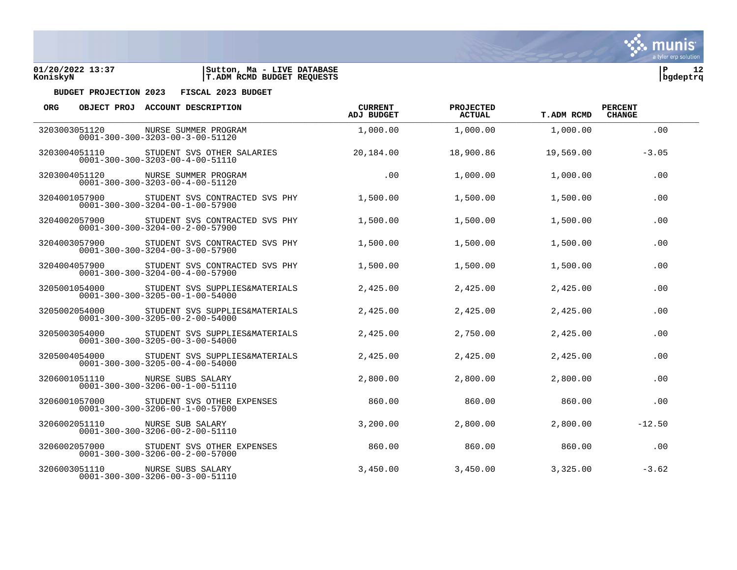**BUDGET PROJECTION 2023 FISCAL 2023 BUDGET**

| ORG | OBJECT PROJ | ACCOUNT DESCRIPTION | CURRENT ADJ BUDGET | PROJECTED ACTUAL | T.ADM RCMD | PERCENT CHANGE |
|---|---|---|---|---|---|---|
| 3203003051120 | | NURSE SUMMER PROGRAM<br>0001-300-300-3203-00-3-00-51120 | 1,000.00 | 1,000.00 | 1,000.00 | .00 |
| 3203004051110 | | STUDENT SVS OTHER SALARIES<br>0001-300-300-3203-00-4-00-51110 | 20,184.00 | 18,900.86 | 19,569.00 | -3.05 |
| 3203004051120 | | NURSE SUMMER PROGRAM<br>0001-300-300-3203-00-4-00-51120 | .00 | 1,000.00 | 1,000.00 | .00 |
| 3204001057900 | | STUDENT SVS CONTRACTED SVS PHY<br>0001-300-300-3204-00-1-00-57900 | 1,500.00 | 1,500.00 | 1,500.00 | .00 |
| 3204002057900 | | STUDENT SVS CONTRACTED SVS PHY<br>0001-300-300-3204-00-2-00-57900 | 1,500.00 | 1,500.00 | 1,500.00 | .00 |
| 3204003057900 | | STUDENT SVS CONTRACTED SVS PHY<br>0001-300-300-3204-00-3-00-57900 | 1,500.00 | 1,500.00 | 1,500.00 | .00 |
| 3204004057900 | | STUDENT SVS CONTRACTED SVS PHY<br>0001-300-300-3204-00-4-00-57900 | 1,500.00 | 1,500.00 | 1,500.00 | .00 |
| 3205001054000 | | STUDENT SVS SUPPLIES&MATERIALS<br>0001-300-300-3205-00-1-00-54000 | 2,425.00 | 2,425.00 | 2,425.00 | .00 |
| 3205002054000 | | STUDENT SVS SUPPLIES&MATERIALS<br>0001-300-300-3205-00-2-00-54000 | 2,425.00 | 2,425.00 | 2,425.00 | .00 |
| 3205003054000 | | STUDENT SVS SUPPLIES&MATERIALS<br>0001-300-300-3205-00-3-00-54000 | 2,425.00 | 2,750.00 | 2,425.00 | .00 |
| 3205004054000 | | STUDENT SVS SUPPLIES&MATERIALS<br>0001-300-300-3205-00-4-00-54000 | 2,425.00 | 2,425.00 | 2,425.00 | .00 |
| 3206001051110 | | NURSE SUBS SALARY<br>0001-300-300-3206-00-1-00-51110 | 2,800.00 | 2,800.00 | 2,800.00 | .00 |
| 3206001057000 | | STUDENT SVS OTHER EXPENSES<br>0001-300-300-3206-00-1-00-57000 | 860.00 | 860.00 | 860.00 | .00 |
| 3206002051110 | | NURSE SUB SALARY<br>0001-300-300-3206-00-2-00-51110 | 3,200.00 | 2,800.00 | 2,800.00 | -12.50 |
| 3206002057000 | | STUDENT SVS OTHER EXPENSES<br>0001-300-300-3206-00-2-00-57000 | 860.00 | 860.00 | 860.00 | .00 |
| 3206003051110 | | NURSE SUBS SALARY<br>0001-300-300-3206-00-3-00-51110 | 3,450.00 | 3,450.00 | 3,325.00 | -3.62 |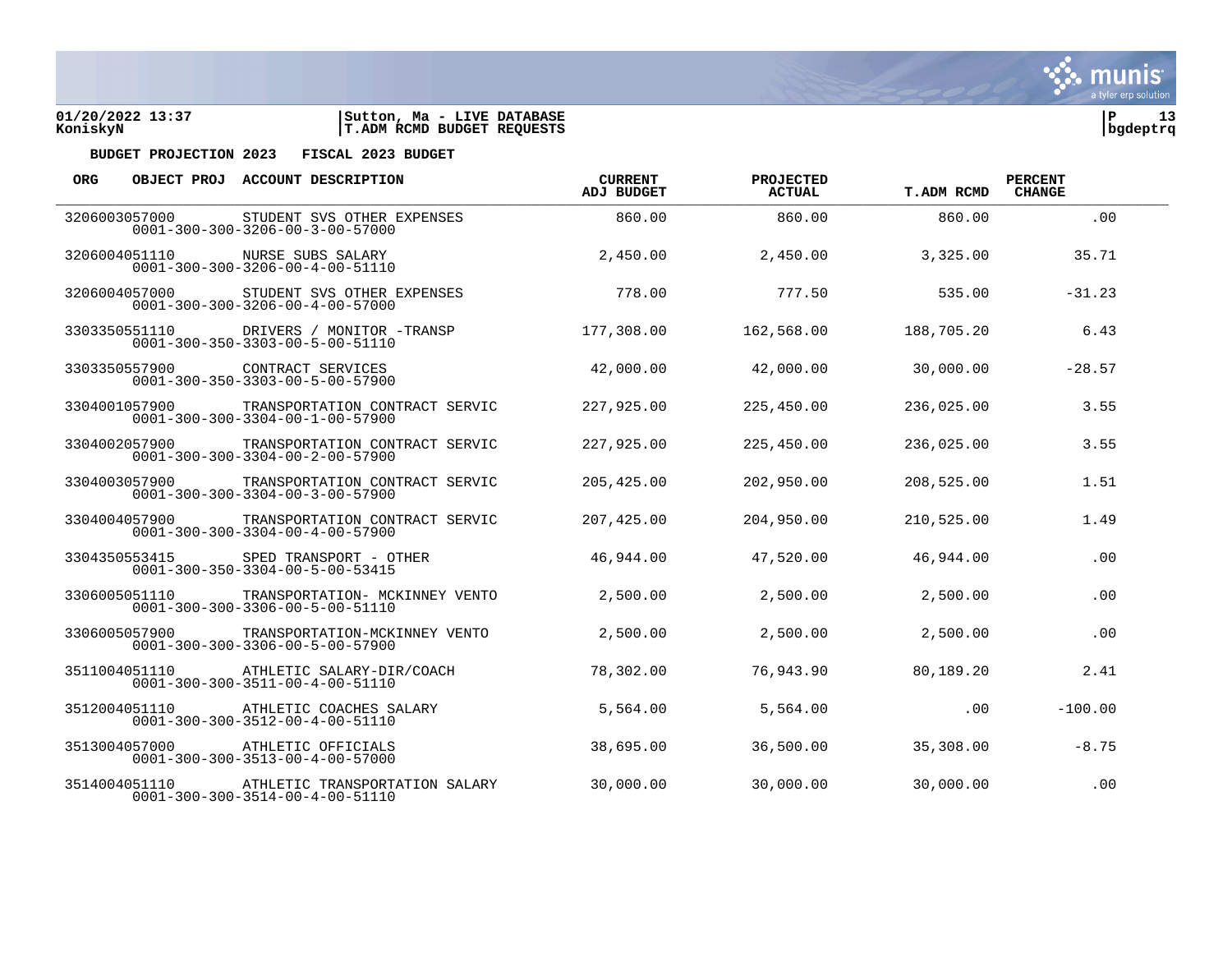**BUDGET PROJECTION 2023 FISCAL 2023 BUDGET**

| ORG | OBJECT PROJ | ACCOUNT DESCRIPTION | CURRENT ADJ BUDGET | PROJECTED ACTUAL | T.ADM RCMD | PERCENT CHANGE |
|---|---|---|---|---|---|---|
| 3206003057000 | | STUDENT SVS OTHER EXPENSES<br>0001-300-300-3206-00-3-00-57000 | 860.00 | 860.00 | 860.00 | .00 |
| 3206004051110 | | NURSE SUBS SALARY<br>0001-300-300-3206-00-4-00-51110 | 2,450.00 | 2,450.00 | 3,325.00 | 35.71 |
| 3206004057000 | | STUDENT SVS OTHER EXPENSES<br>0001-300-300-3206-00-4-00-57000 | 778.00 | 777.50 | 535.00 | -31.23 |
| 3303350551110 | | DRIVERS / MONITOR -TRANSP<br>0001-300-350-3303-00-5-00-51110 | 177,308.00 | 162,568.00 | 188,705.20 | 6.43 |
| 3303350557900 | | CONTRACT SERVICES<br>0001-300-350-3303-00-5-00-57900 | 42,000.00 | 42,000.00 | 30,000.00 | -28.57 |
| 3304001057900 | | TRANSPORTATION CONTRACT SERVIC<br>0001-300-300-3304-00-1-00-57900 | 227,925.00 | 225,450.00 | 236,025.00 | 3.55 |
| 3304002057900 | | TRANSPORTATION CONTRACT SERVIC<br>0001-300-300-3304-00-2-00-57900 | 227,925.00 | 225,450.00 | 236,025.00 | 3.55 |
| 3304003057900 | | TRANSPORTATION CONTRACT SERVIC<br>0001-300-300-3304-00-3-00-57900 | 205,425.00 | 202,950.00 | 208,525.00 | 1.51 |
| 3304004057900 | | TRANSPORTATION CONTRACT SERVIC<br>0001-300-300-3304-00-4-00-57900 | 207,425.00 | 204,950.00 | 210,525.00 | 1.49 |
| 3304350553415 | | SPED TRANSPORT - OTHER<br>0001-300-350-3304-00-5-00-53415 | 46,944.00 | 47,520.00 | 46,944.00 | .00 |
| 3306005051110 | | TRANSPORTATION- MCKINNEY VENTO<br>0001-300-300-3306-00-5-00-51110 | 2,500.00 | 2,500.00 | 2,500.00 | .00 |
| 3306005057900 | | TRANSPORTATION-MCKINNEY VENTO<br>0001-300-300-3306-00-5-00-57900 | 2,500.00 | 2,500.00 | 2,500.00 | .00 |
| 3511004051110 | | ATHLETIC SALARY-DIR/COACH<br>0001-300-300-3511-00-4-00-51110 | 78,302.00 | 76,943.90 | 80,189.20 | 2.41 |
| 3512004051110 | | ATHLETIC COACHES SALARY<br>0001-300-300-3512-00-4-00-51110 | 5,564.00 | 5,564.00 | .00 | -100.00 |
| 3513004057000 | | ATHLETIC OFFICIALS<br>0001-300-300-3513-00-4-00-57000 | 38,695.00 | 36,500.00 | 35,308.00 | -8.75 |
| 3514004051110 | | ATHLETIC TRANSPORTATION SALARY<br>0001-300-300-3514-00-4-00-51110 | 30,000.00 | 30,000.00 | 30,000.00 | .00 |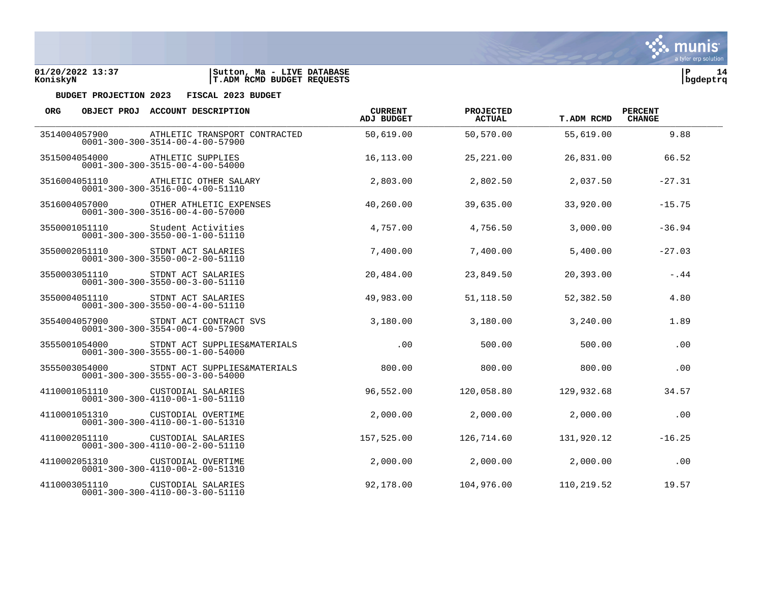01/20/2022 13:37 | Sutton, Ma - LIVE DATABASE
KoniskyN | T.ADM RCMD BUDGET REQUESTS

**BUDGET PROJECTION 2023 FISCAL 2023 BUDGET**

| ORG OBJECT PROJ | ACCOUNT DESCRIPTION | CURRENT ADJ BUDGET | PROJECTED ACTUAL | T.ADM RCMD | PERCENT CHANGE |
|---|---|---|---|---|---|
| 3514004057900<br>0001-300-300-3514-00-4-00-57900 | ATHLETIC TRANSPORT CONTRACTED | 50,619.00 | 50,570.00 | 55,619.00 | 9.88 |
| 3515004054000<br>0001-300-300-3515-00-4-00-54000 | ATHLETIC SUPPLIES | 16,113.00 | 25,221.00 | 26,831.00 | 66.52 |
| 3516004051110<br>0001-300-300-3516-00-4-00-51110 | ATHLETIC OTHER SALARY | 2,803.00 | 2,802.50 | 2,037.50 | -27.31 |
| 3516004057000<br>0001-300-300-3516-00-4-00-57000 | OTHER ATHLETIC EXPENSES | 40,260.00 | 39,635.00 | 33,920.00 | -15.75 |
| 3550001051110<br>0001-300-300-3550-00-1-00-51110 | Student Activities | 4,757.00 | 4,756.50 | 3,000.00 | -36.94 |
| 3550002051110<br>0001-300-300-3550-00-2-00-51110 | STDNT ACT SALARIES | 7,400.00 | 7,400.00 | 5,400.00 | -27.03 |
| 3550003051110<br>0001-300-300-3550-00-3-00-51110 | STDNT ACT SALARIES | 20,484.00 | 23,849.50 | 20,393.00 | -.44 |
| 3550004051110<br>0001-300-300-3550-00-4-00-51110 | STDNT ACT SALARIES | 49,983.00 | 51,118.50 | 52,382.50 | 4.80 |
| 3554004057900<br>0001-300-300-3554-00-4-00-57900 | STDNT ACT CONTRACT SVS | 3,180.00 | 3,180.00 | 3,240.00 | 1.89 |
| 3555001054000<br>0001-300-300-3555-00-1-00-54000 | STDNT ACT SUPPLIES&MATERIALS | .00 | 500.00 | 500.00 | .00 |
| 3555003054000<br>0001-300-300-3555-00-3-00-54000 | STDNT ACT SUPPLIES&MATERIALS | 800.00 | 800.00 | 800.00 | .00 |
| 4110001051110<br>0001-300-300-4110-00-1-00-51110 | CUSTODIAL SALARIES | 96,552.00 | 120,058.80 | 129,932.68 | 34.57 |
| 4110001051310<br>0001-300-300-4110-00-1-00-51310 | CUSTODIAL OVERTIME | 2,000.00 | 2,000.00 | 2,000.00 | .00 |
| 4110002051110<br>0001-300-300-4110-00-2-00-51110 | CUSTODIAL SALARIES | 157,525.00 | 126,714.60 | 131,920.12 | -16.25 |
| 4110002051310<br>0001-300-300-4110-00-2-00-51310 | CUSTODIAL OVERTIME | 2,000.00 | 2,000.00 | 2,000.00 | .00 |
| 4110003051110<br>0001-300-300-4110-00-3-00-51110 | CUSTODIAL SALARIES | 92,178.00 | 104,976.00 | 110,219.52 | 19.57 |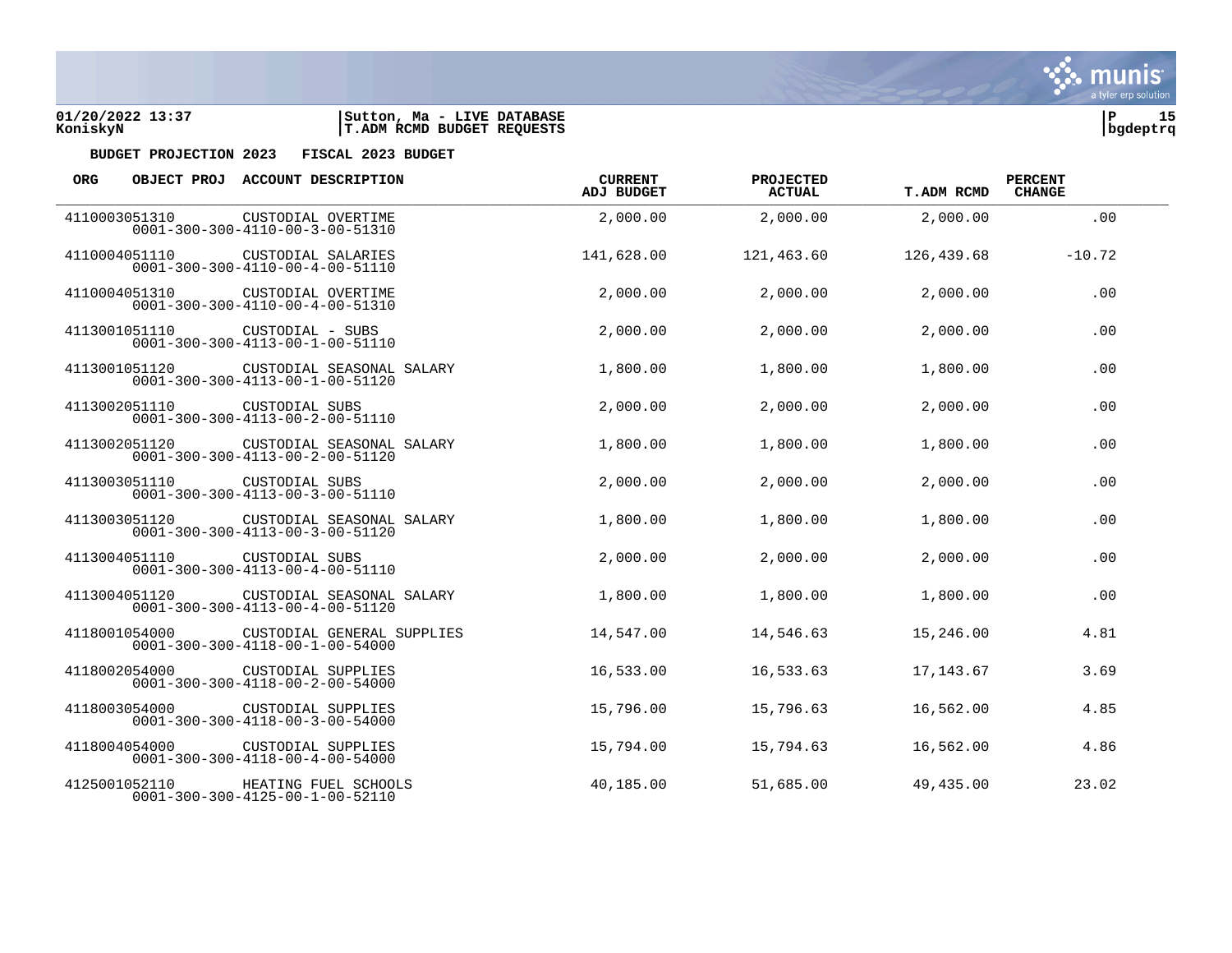**BUDGET PROJECTION 2023 FISCAL 2023 BUDGET**

| ORG | OBJECT PROJ | ACCOUNT DESCRIPTION | CURRENT ADJ BUDGET | PROJECTED ACTUAL | T.ADM RCMD | PERCENT CHANGE |
|---|---|---|---|---|---|---|
| 4110003051310 | | CUSTODIAL OVERTIME<br>0001-300-300-4110-00-3-00-51310 | 2,000.00 | 2,000.00 | 2,000.00 | .00 |
| 4110004051110 | | CUSTODIAL SALARIES<br>0001-300-300-4110-00-4-00-51110 | 141,628.00 | 121,463.60 | 126,439.68 | -10.72 |
| 4110004051310 | | CUSTODIAL OVERTIME<br>0001-300-300-4110-00-4-00-51310 | 2,000.00 | 2,000.00 | 2,000.00 | .00 |
| 4113001051110 | | CUSTODIAL - SUBS<br>0001-300-300-4113-00-1-00-51110 | 2,000.00 | 2,000.00 | 2,000.00 | .00 |
| 4113001051120 | | CUSTODIAL SEASONAL SALARY<br>0001-300-300-4113-00-1-00-51120 | 1,800.00 | 1,800.00 | 1,800.00 | .00 |
| 4113002051110 | | CUSTODIAL SUBS<br>0001-300-300-4113-00-2-00-51110 | 2,000.00 | 2,000.00 | 2,000.00 | .00 |
| 4113002051120 | | CUSTODIAL SEASONAL SALARY<br>0001-300-300-4113-00-2-00-51120 | 1,800.00 | 1,800.00 | 1,800.00 | .00 |
| 4113003051110 | | CUSTODIAL SUBS<br>0001-300-300-4113-00-3-00-51110 | 2,000.00 | 2,000.00 | 2,000.00 | .00 |
| 4113003051120 | | CUSTODIAL SEASONAL SALARY<br>0001-300-300-4113-00-3-00-51120 | 1,800.00 | 1,800.00 | 1,800.00 | .00 |
| 4113004051110 | | CUSTODIAL SUBS<br>0001-300-300-4113-00-4-00-51110 | 2,000.00 | 2,000.00 | 2,000.00 | .00 |
| 4113004051120 | | CUSTODIAL SEASONAL SALARY<br>0001-300-300-4113-00-4-00-51120 | 1,800.00 | 1,800.00 | 1,800.00 | .00 |
| 4118001054000 | | CUSTODIAL GENERAL SUPPLIES<br>0001-300-300-4118-00-1-00-54000 | 14,547.00 | 14,546.63 | 15,246.00 | 4.81 |
| 4118002054000 | | CUSTODIAL SUPPLIES<br>0001-300-300-4118-00-2-00-54000 | 16,533.00 | 16,533.63 | 17,143.67 | 3.69 |
| 4118003054000 | | CUSTODIAL SUPPLIES<br>0001-300-300-4118-00-3-00-54000 | 15,796.00 | 15,796.63 | 16,562.00 | 4.85 |
| 4118004054000 | | CUSTODIAL SUPPLIES<br>0001-300-300-4118-00-4-00-54000 | 15,794.00 | 15,794.63 | 16,562.00 | 4.86 |
| 4125001052110 | | HEATING FUEL SCHOOLS<br>0001-300-300-4125-00-1-00-52110 | 40,185.00 | 51,685.00 | 49,435.00 | 23.02 |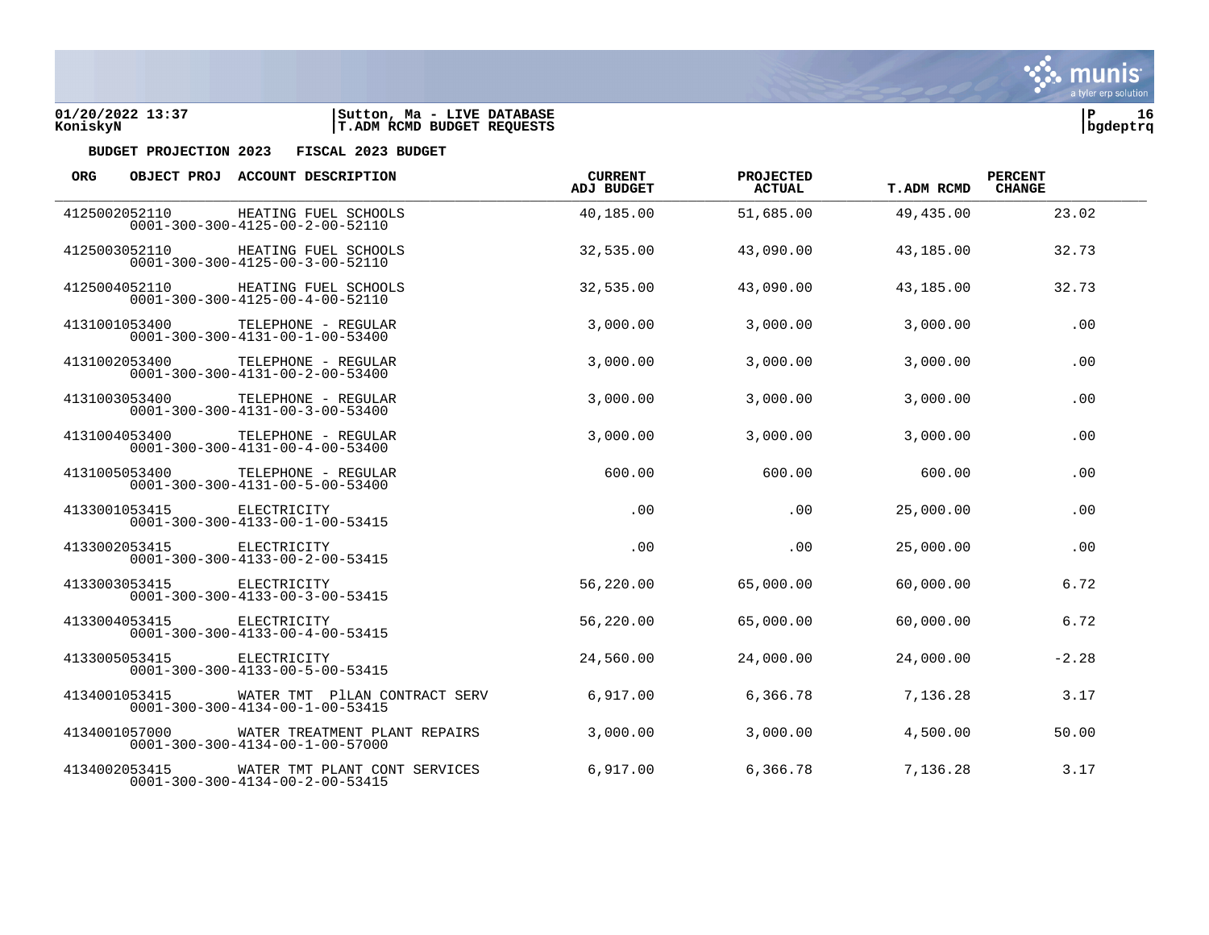BUDGET PROJECTION 2023 FISCAL 2023 BUDGET

| ORG | OBJECT PROJ | ACCOUNT DESCRIPTION | CURRENT ADJ BUDGET | PROJECTED ACTUAL | T.ADM RCMD | PERCENT CHANGE |
|---|---|---|---|---|---|---|
| 4125002052110 | | HEATING FUEL SCHOOLS<br>0001-300-300-4125-00-2-00-52110 | 40,185.00 | 51,685.00 | 49,435.00 | 23.02 |
| 4125003052110 | | HEATING FUEL SCHOOLS<br>0001-300-300-4125-00-3-00-52110 | 32,535.00 | 43,090.00 | 43,185.00 | 32.73 |
| 4125004052110 | | HEATING FUEL SCHOOLS<br>0001-300-300-4125-00-4-00-52110 | 32,535.00 | 43,090.00 | 43,185.00 | 32.73 |
| 4131001053400 | | TELEPHONE - REGULAR<br>0001-300-300-4131-00-1-00-53400 | 3,000.00 | 3,000.00 | 3,000.00 | .00 |
| 4131002053400 | | TELEPHONE - REGULAR<br>0001-300-300-4131-00-2-00-53400 | 3,000.00 | 3,000.00 | 3,000.00 | .00 |
| 4131003053400 | | TELEPHONE - REGULAR<br>0001-300-300-4131-00-3-00-53400 | 3,000.00 | 3,000.00 | 3,000.00 | .00 |
| 4131004053400 | | TELEPHONE - REGULAR<br>0001-300-300-4131-00-4-00-53400 | 3,000.00 | 3,000.00 | 3,000.00 | .00 |
| 4131005053400 | | TELEPHONE - REGULAR<br>0001-300-300-4131-00-5-00-53400 | 600.00 | 600.00 | 600.00 | .00 |
| 4133001053415 | | ELECTRICITY<br>0001-300-300-4133-00-1-00-53415 | .00 | .00 | 25,000.00 | .00 |
| 4133002053415 | | ELECTRICITY<br>0001-300-300-4133-00-2-00-53415 | .00 | .00 | 25,000.00 | .00 |
| 4133003053415 | | ELECTRICITY<br>0001-300-300-4133-00-3-00-53415 | 56,220.00 | 65,000.00 | 60,000.00 | 6.72 |
| 4133004053415 | | ELECTRICITY<br>0001-300-300-4133-00-4-00-53415 | 56,220.00 | 65,000.00 | 60,000.00 | 6.72 |
| 4133005053415 | | ELECTRICITY<br>0001-300-300-4133-00-5-00-53415 | 24,560.00 | 24,000.00 | 24,000.00 | -2.28 |
| 4134001053415 | | WATER TMT PlLAN CONTRACT SERV<br>0001-300-300-4134-00-1-00-53415 | 6,917.00 | 6,366.78 | 7,136.28 | 3.17 |
| 4134001057000 | | WATER TREATMENT PLANT REPAIRS<br>0001-300-300-4134-00-1-00-57000 | 3,000.00 | 3,000.00 | 4,500.00 | 50.00 |
| 4134002053415 | | WATER TMT PLANT CONT SERVICES<br>0001-300-300-4134-00-2-00-53415 | 6,917.00 | 6,366.78 | 7,136.28 | 3.17 |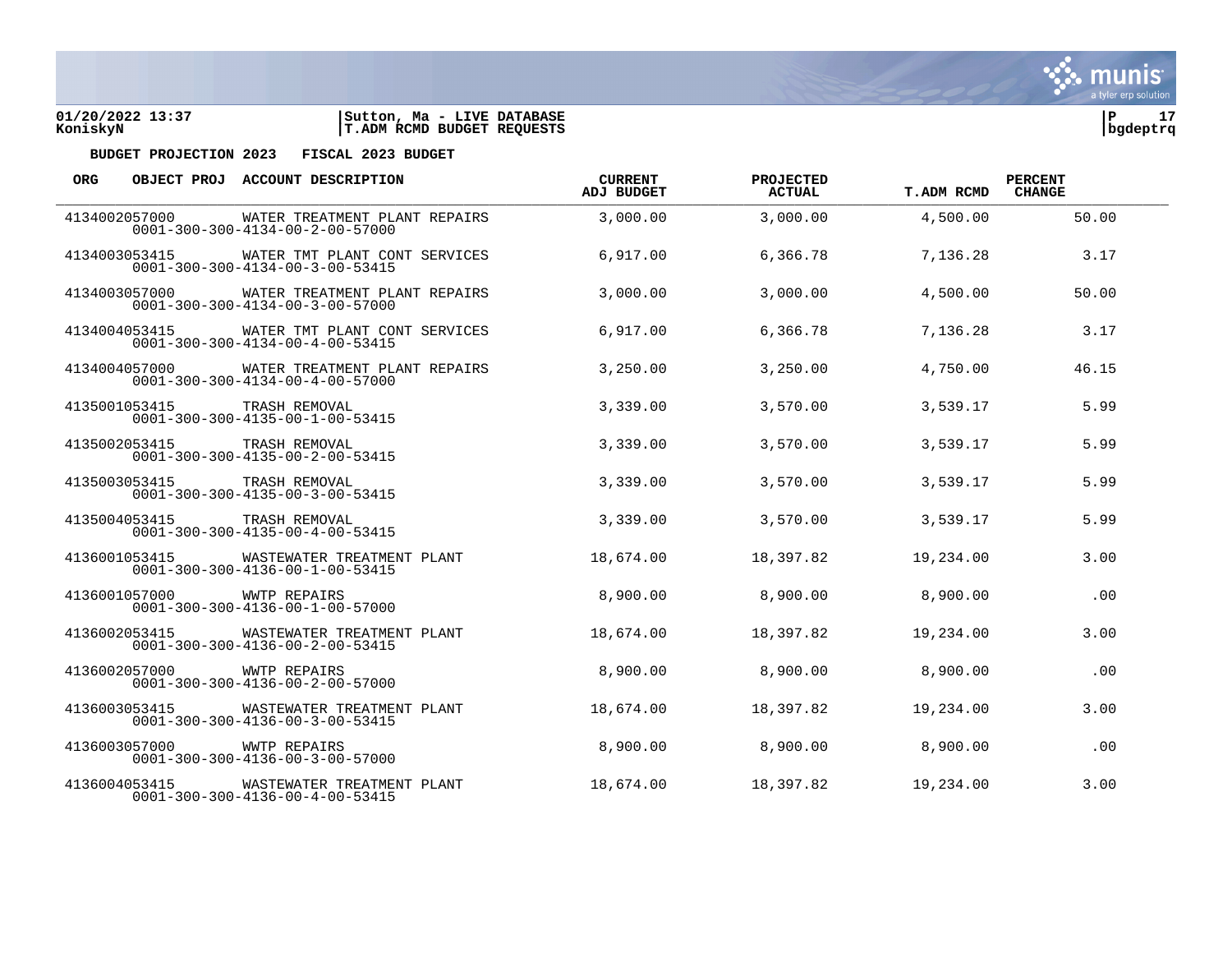01/20/2022 13:37 | Sutton, Ma - LIVE DATABASE
KoniskyN | T.ADM RCMD BUDGET REQUESTS | bgdeptrq

**BUDGET PROJECTION 2023 FISCAL 2023 BUDGET**

| ORG OBJECT PROJ | ACCOUNT DESCRIPTION | CURRENT ADJ BUDGET | PROJECTED ACTUAL | T.ADM RCMD | PERCENT CHANGE |
|---|---|---|---|---|---|
| 4134002057000 0001-300-300-4134-00-2-00-57000 | WATER TREATMENT PLANT REPAIRS | 3,000.00 | 3,000.00 | 4,500.00 | 50.00 |
| 4134003053415 0001-300-300-4134-00-3-00-53415 | WATER TMT PLANT CONT SERVICES | 6,917.00 | 6,366.78 | 7,136.28 | 3.17 |
| 4134003057000 0001-300-300-4134-00-3-00-57000 | WATER TREATMENT PLANT REPAIRS | 3,000.00 | 3,000.00 | 4,500.00 | 50.00 |
| 4134004053415 0001-300-300-4134-00-4-00-53415 | WATER TMT PLANT CONT SERVICES | 6,917.00 | 6,366.78 | 7,136.28 | 3.17 |
| 4134004057000 0001-300-300-4134-00-4-00-57000 | WATER TREATMENT PLANT REPAIRS | 3,250.00 | 3,250.00 | 4,750.00 | 46.15 |
| 4135001053415 0001-300-300-4135-00-1-00-53415 | TRASH REMOVAL | 3,339.00 | 3,570.00 | 3,539.17 | 5.99 |
| 4135002053415 0001-300-300-4135-00-2-00-53415 | TRASH REMOVAL | 3,339.00 | 3,570.00 | 3,539.17 | 5.99 |
| 4135003053415 0001-300-300-4135-00-3-00-53415 | TRASH REMOVAL | 3,339.00 | 3,570.00 | 3,539.17 | 5.99 |
| 4135004053415 0001-300-300-4135-00-4-00-53415 | TRASH REMOVAL | 3,339.00 | 3,570.00 | 3,539.17 | 5.99 |
| 4136001053415 0001-300-300-4136-00-1-00-53415 | WASTEWATER TREATMENT PLANT | 18,674.00 | 18,397.82 | 19,234.00 | 3.00 |
| 4136001057000 0001-300-300-4136-00-1-00-57000 | WWTP REPAIRS | 8,900.00 | 8,900.00 | 8,900.00 | .00 |
| 4136002053415 0001-300-300-4136-00-2-00-53415 | WASTEWATER TREATMENT PLANT | 18,674.00 | 18,397.82 | 19,234.00 | 3.00 |
| 4136002057000 0001-300-300-4136-00-2-00-57000 | WWTP REPAIRS | 8,900.00 | 8,900.00 | 8,900.00 | .00 |
| 4136003053415 0001-300-300-4136-00-3-00-53415 | WASTEWATER TREATMENT PLANT | 18,674.00 | 18,397.82 | 19,234.00 | 3.00 |
| 4136003057000 0001-300-300-4136-00-3-00-57000 | WWTP REPAIRS | 8,900.00 | 8,900.00 | 8,900.00 | .00 |
| 4136004053415 0001-300-300-4136-00-4-00-53415 | WASTEWATER TREATMENT PLANT | 18,674.00 | 18,397.82 | 19,234.00 | 3.00 |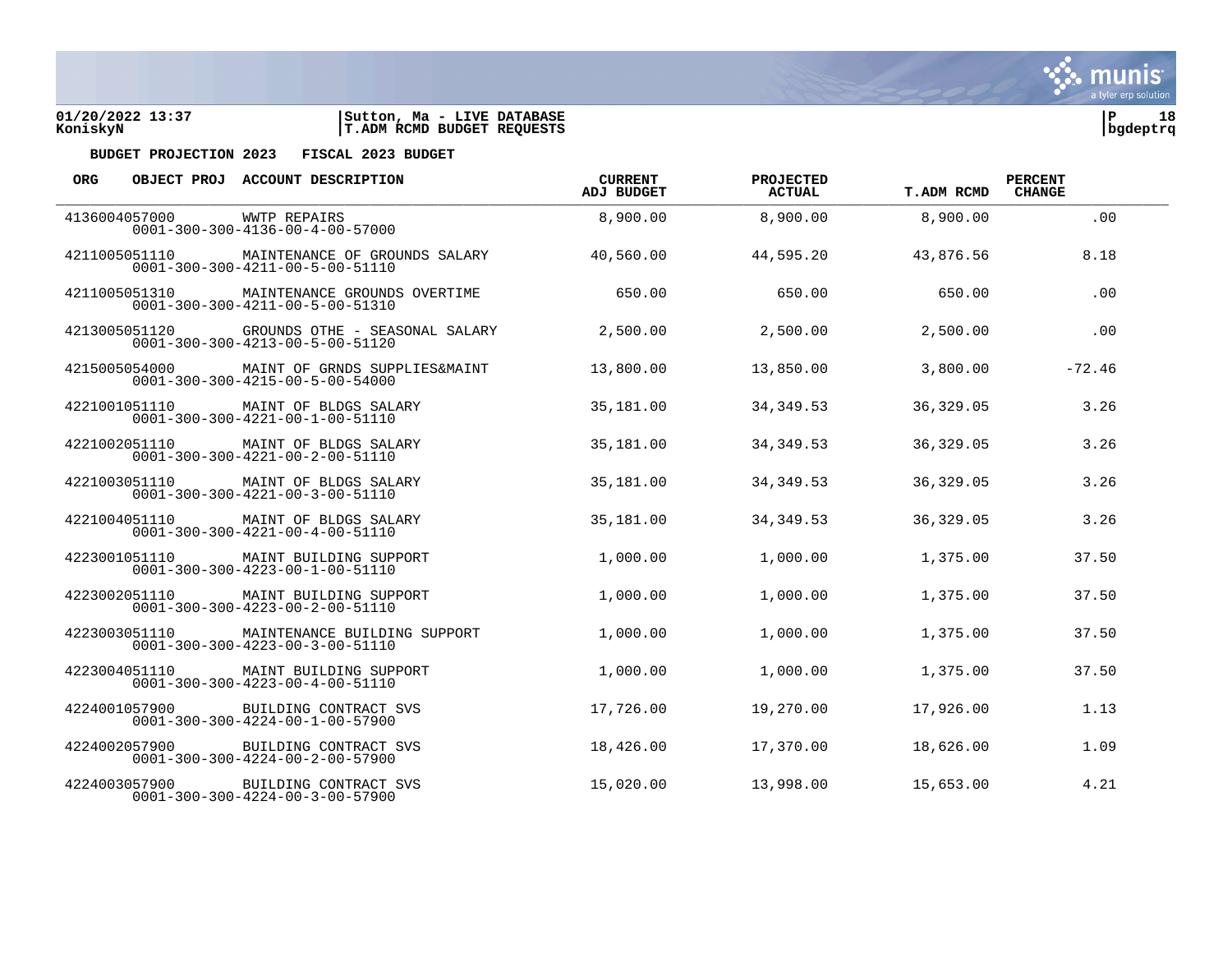01/20/2022 13:37 | Sutton, Ma - LIVE DATABASE
KoniskyN | T.ADM RCMD BUDGET REQUESTS

**BUDGET PROJECTION 2023    FISCAL 2023 BUDGET**

| ORG | OBJECT PROJ | ACCOUNT DESCRIPTION | CURRENT ADJ BUDGET | PROJECTED ACTUAL | T.ADM RCMD | PERCENT CHANGE |
|---|---|---|---|---|---|---|
| 4136004057000 | | WWTP REPAIRS<br>0001-300-300-4136-00-4-00-57000 | 8,900.00 | 8,900.00 | 8,900.00 | .00 |
| 4211005051110 | | MAINTENANCE OF GROUNDS SALARY<br>0001-300-300-4211-00-5-00-51110 | 40,560.00 | 44,595.20 | 43,876.56 | 8.18 |
| 4211005051310 | | MAINTENANCE GROUNDS OVERTIME<br>0001-300-300-4211-00-5-00-51310 | 650.00 | 650.00 | 650.00 | .00 |
| 4213005051120 | | GROUNDS OTHE - SEASONAL SALARY<br>0001-300-300-4213-00-5-00-51120 | 2,500.00 | 2,500.00 | 2,500.00 | .00 |
| 4215005054000 | | MAINT OF GRNDS SUPPLIES&MAINT<br>0001-300-300-4215-00-5-00-54000 | 13,800.00 | 13,850.00 | 3,800.00 | -72.46 |
| 4221001051110 | | MAINT OF BLDGS SALARY<br>0001-300-300-4221-00-1-00-51110 | 35,181.00 | 34,349.53 | 36,329.05 | 3.26 |
| 4221002051110 | | MAINT OF BLDGS SALARY<br>0001-300-300-4221-00-2-00-51110 | 35,181.00 | 34,349.53 | 36,329.05 | 3.26 |
| 4221003051110 | | MAINT OF BLDGS SALARY<br>0001-300-300-4221-00-3-00-51110 | 35,181.00 | 34,349.53 | 36,329.05 | 3.26 |
| 4221004051110 | | MAINT OF BLDGS SALARY<br>0001-300-300-4221-00-4-00-51110 | 35,181.00 | 34,349.53 | 36,329.05 | 3.26 |
| 4223001051110 | | MAINT BUILDING SUPPORT<br>0001-300-300-4223-00-1-00-51110 | 1,000.00 | 1,000.00 | 1,375.00 | 37.50 |
| 4223002051110 | | MAINT BUILDING SUPPORT<br>0001-300-300-4223-00-2-00-51110 | 1,000.00 | 1,000.00 | 1,375.00 | 37.50 |
| 4223003051110 | | MAINTENANCE BUILDING SUPPORT<br>0001-300-300-4223-00-3-00-51110 | 1,000.00 | 1,000.00 | 1,375.00 | 37.50 |
| 4223004051110 | | MAINT BUILDING SUPPORT<br>0001-300-300-4223-00-4-00-51110 | 1,000.00 | 1,000.00 | 1,375.00 | 37.50 |
| 4224001057900 | | BUILDING CONTRACT SVS<br>0001-300-300-4224-00-1-00-57900 | 17,726.00 | 19,270.00 | 17,926.00 | 1.13 |
| 4224002057900 | | BUILDING CONTRACT SVS<br>0001-300-300-4224-00-2-00-57900 | 18,426.00 | 17,370.00 | 18,626.00 | 1.09 |
| 4224003057900 | | BUILDING CONTRACT SVS<br>0001-300-300-4224-00-3-00-57900 | 15,020.00 | 13,998.00 | 15,653.00 | 4.21 |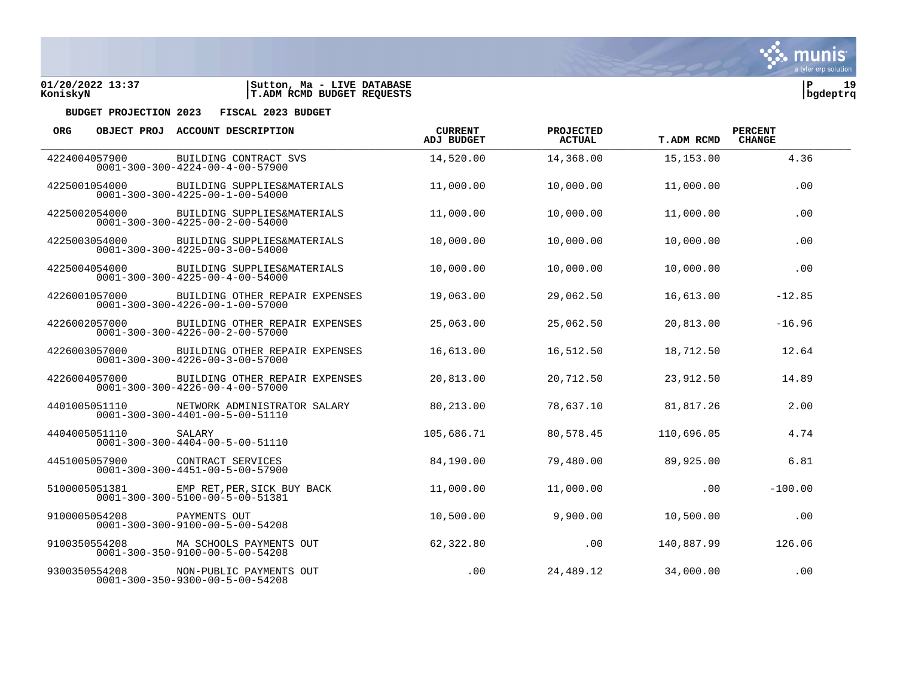01/20/2022 13:37 | Sutton, Ma - LIVE DATABASE
KoniskyN | T.ADM RCMD BUDGET REQUESTS

**BUDGET PROJECTION 2023 FISCAL 2023 BUDGET**

| ORG | OBJECT PROJ | ACCOUNT DESCRIPTION | CURRENT ADJ BUDGET | PROJECTED ACTUAL | T.ADM RCMD | PERCENT CHANGE |
|---|---|---|---|---|---|---|
| 4224004057900 | 0001-300-300-4224-00-4-00-57900 | BUILDING CONTRACT SVS | 14,520.00 | 14,368.00 | 15,153.00 | 4.36 |
| 4225001054000 | 0001-300-300-4225-00-1-00-54000 | BUILDING SUPPLIES&MATERIALS | 11,000.00 | 10,000.00 | 11,000.00 | .00 |
| 4225002054000 | 0001-300-300-4225-00-2-00-54000 | BUILDING SUPPLIES&MATERIALS | 11,000.00 | 10,000.00 | 11,000.00 | .00 |
| 4225003054000 | 0001-300-300-4225-00-3-00-54000 | BUILDING SUPPLIES&MATERIALS | 10,000.00 | 10,000.00 | 10,000.00 | .00 |
| 4225004054000 | 0001-300-300-4225-00-4-00-54000 | BUILDING SUPPLIES&MATERIALS | 10,000.00 | 10,000.00 | 10,000.00 | .00 |
| 4226001057000 | 0001-300-300-4226-00-1-00-57000 | BUILDING OTHER REPAIR EXPENSES | 19,063.00 | 29,062.50 | 16,613.00 | -12.85 |
| 4226002057000 | 0001-300-300-4226-00-2-00-57000 | BUILDING OTHER REPAIR EXPENSES | 25,063.00 | 25,062.50 | 20,813.00 | -16.96 |
| 4226003057000 | 0001-300-300-4226-00-3-00-57000 | BUILDING OTHER REPAIR EXPENSES | 16,613.00 | 16,512.50 | 18,712.50 | 12.64 |
| 4226004057000 | 0001-300-300-4226-00-4-00-57000 | BUILDING OTHER REPAIR EXPENSES | 20,813.00 | 20,712.50 | 23,912.50 | 14.89 |
| 4401005051110 | 0001-300-300-4401-00-5-00-51110 | NETWORK ADMINISTRATOR SALARY | 80,213.00 | 78,637.10 | 81,817.26 | 2.00 |
| 4404005051110 | 0001-300-300-4404-00-5-00-51110 | SALARY | 105,686.71 | 80,578.45 | 110,696.05 | 4.74 |
| 4451005057900 | 0001-300-300-4451-00-5-00-57900 | CONTRACT SERVICES | 84,190.00 | 79,480.00 | 89,925.00 | 6.81 |
| 5100005051381 | 0001-300-300-5100-00-5-00-51381 | EMP RET,PER,SICK BUY BACK | 11,000.00 | 11,000.00 | .00 | -100.00 |
| 9100005054208 | 0001-300-300-9100-00-5-00-54208 | PAYMENTS OUT | 10,500.00 | 9,900.00 | 10,500.00 | .00 |
| 9100350554208 | 0001-300-350-9100-00-5-00-54208 | MA SCHOOLS PAYMENTS OUT | 62,322.80 | .00 | 140,887.99 | 126.06 |
| 9300350554208 | 0001-300-350-9300-00-5-00-54208 | NON-PUBLIC PAYMENTS OUT | .00 | 24,489.12 | 34,000.00 | .00 |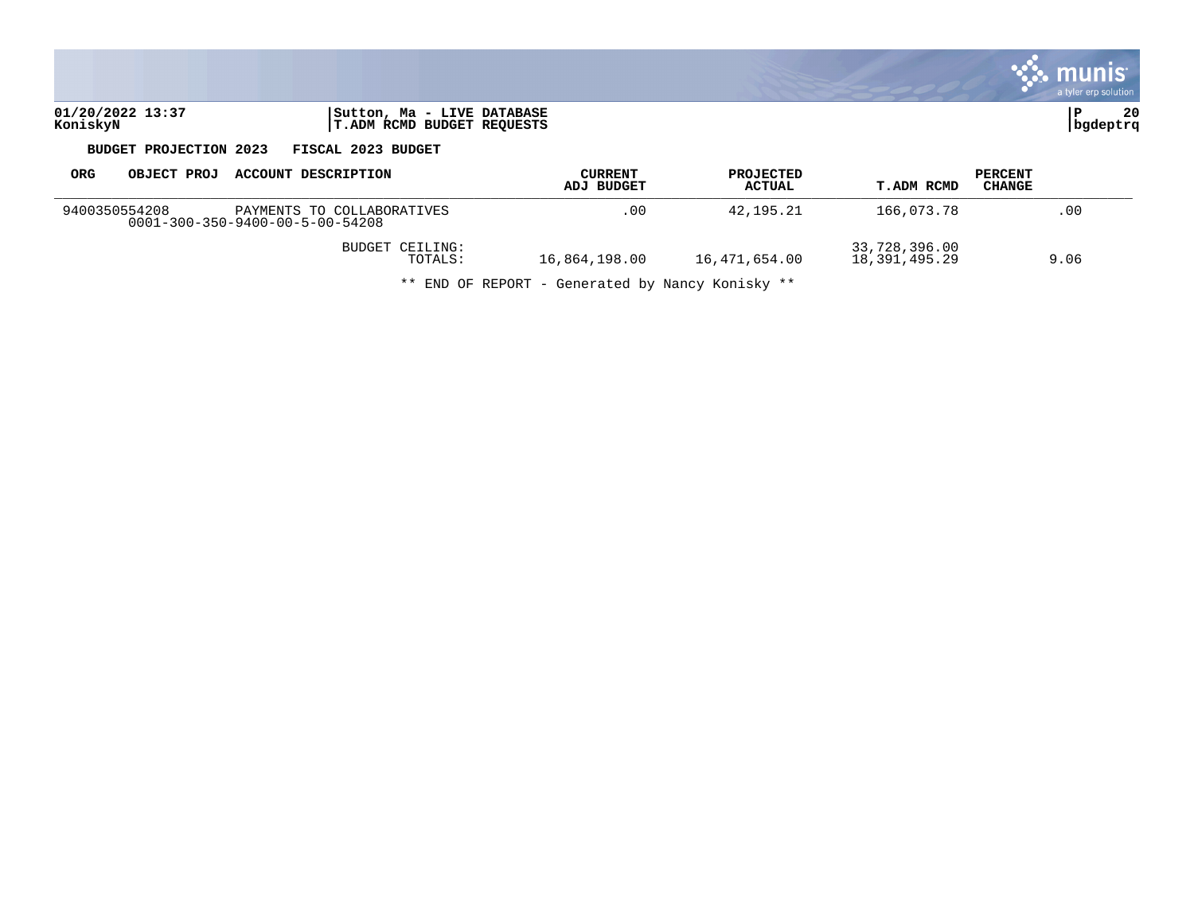01/20/2022 13:37
KoniskyN

Sutton, Ma - LIVE DATABASE
T.ADM RCMD BUDGET REQUESTS

bgdeptrq

**BUDGET PROJECTION 2023 FISCAL 2023 BUDGET**

| ORG | OBJECT PROJ | ACCOUNT DESCRIPTION | CURRENT ADJ BUDGET | PROJECTED ACTUAL | T.ADM RCMD | PERCENT CHANGE |
|---|---|---|---|---|---|---|
| 9400350554208 | 0001-300-350-9400-00-5-00-54208 | PAYMENTS TO COLLABORATIVES | .00 | 42,195.21 | 166,073.78 | .00 |
| | | BUDGET CEILING: | | | 33,728,396.00 | |
| | | TOTALS: | 16,864,198.00 | 16,471,654.00 | 18,391,495.29 | 9.06 |

** END OF REPORT - Generated by Nancy Konisky **